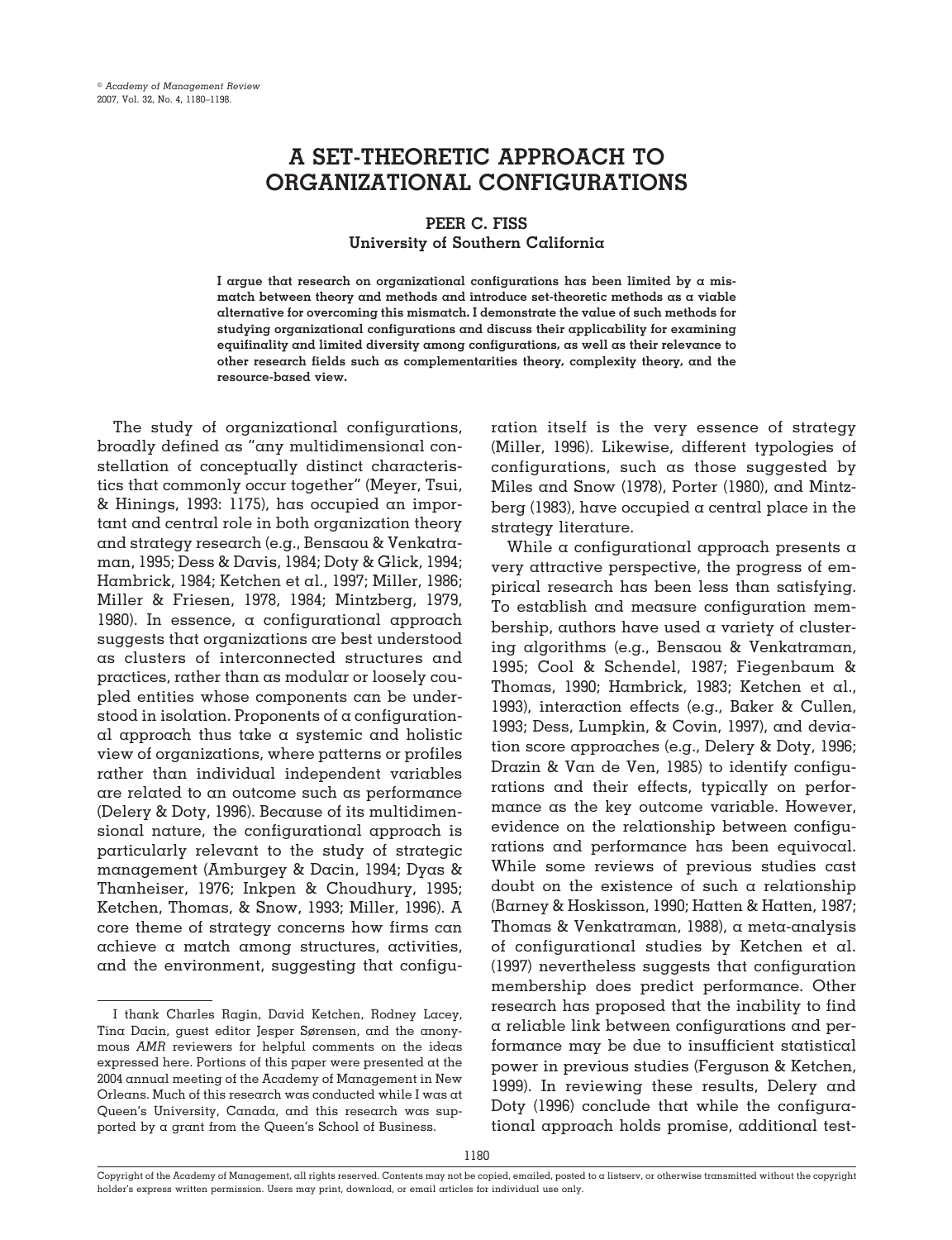# A SET-THEORETIC APPROACH TO ORGANIZATIONAL CONFIGURATIONS

**PEER C. FISS**
**University of Southern California**

**I argue that research on organizational configurations has been limited by a mismatch between theory and methods and introduce set-theoretic methods as a viable alternative for overcoming this mismatch. I demonstrate the value of such methods for studying organizational configurations and discuss their applicability for examining equifinality and limited diversity among configurations, as well as their relevance to other research fields such as complementarities theory, complexity theory, and the resource-based view.**

The study of organizational configurations, broadly defined as "any multidimensional constellation of conceptually distinct characteristics that commonly occur together" (Meyer, Tsui, & Hinings, 1993: 1175), has occupied an important and central role in both organization theory and strategy research (e.g., Bensaou & Venkatraman, 1995; Dess & Davis, 1984; Doty & Glick, 1994; Hambrick, 1984; Ketchen et al., 1997; Miller, 1986; Miller & Friesen, 1978, 1984; Mintzberg, 1979, 1980). In essence, a configurational approach suggests that organizations are best understood as clusters of interconnected structures and practices, rather than as modular or loosely coupled entities whose components can be understood in isolation. Proponents of a configurational approach thus take a systemic and holistic view of organizations, where patterns or profiles rather than individual independent variables are related to an outcome such as performance (Delery & Doty, 1996). Because of its multidimensional nature, the configurational approach is particularly relevant to the study of strategic management (Amburgey & Dacin, 1994; Dyas & Thanheiser, 1976; Inkpen & Choudhury, 1995; Ketchen, Thomas, & Snow, 1993; Miller, 1996). A core theme of strategy concerns how firms can achieve a match among structures, activities, and the environment, suggesting that configuration itself is the very essence of strategy (Miller, 1996). Likewise, different typologies of configurations, such as those suggested by Miles and Snow (1978), Porter (1980), and Mintzberg (1983), have occupied a central place in the strategy literature.

While a configurational approach presents a very attractive perspective, the progress of empirical research has been less than satisfying. To establish and measure configuration membership, authors have used a variety of clustering algorithms (e.g., Bensaou & Venkatraman, 1995; Cool & Schendel, 1987; Fiegenbaum & Thomas, 1990; Hambrick, 1983; Ketchen et al., 1993), interaction effects (e.g., Baker & Cullen, 1993; Dess, Lumpkin, & Covin, 1997), and deviation score approaches (e.g., Delery & Doty, 1996; Drazin & Van de Ven, 1985) to identify configurations and their effects, typically on performance as the key outcome variable. However, evidence on the relationship between configurations and performance has been equivocal. While some reviews of previous studies cast doubt on the existence of such a relationship (Barney & Hoskisson, 1990; Hatten & Hatten, 1987; Thomas & Venkatraman, 1988), a meta-analysis of configurational studies by Ketchen et al. (1997) nevertheless suggests that configuration membership does predict performance. Other research has proposed that the inability to find a reliable link between configurations and performance may be due to insufficient statistical power in previous studies (Ferguson & Ketchen, 1999). In reviewing these results, Delery and Doty (1996) conclude that while the configurational approach holds promise, additional test-

I thank Charles Ragin, David Ketchen, Rodney Lacey, Tina Dacin, guest editor Jesper Sørensen, and the anonymous *AMR* reviewers for helpful comments on the ideas expressed here. Portions of this paper were presented at the 2004 annual meeting of the Academy of Management in New Orleans. Much of this research was conducted while I was at Queen's University, Canada, and this research was supported by a grant from the Queen's School of Business.

Copyright of the Academy of Management, all rights reserved. Contents may not be copied, emailed, posted to a listserv, or otherwise transmitted without the copyright holder's express written permission. Users may print, download, or email articles for individual use only.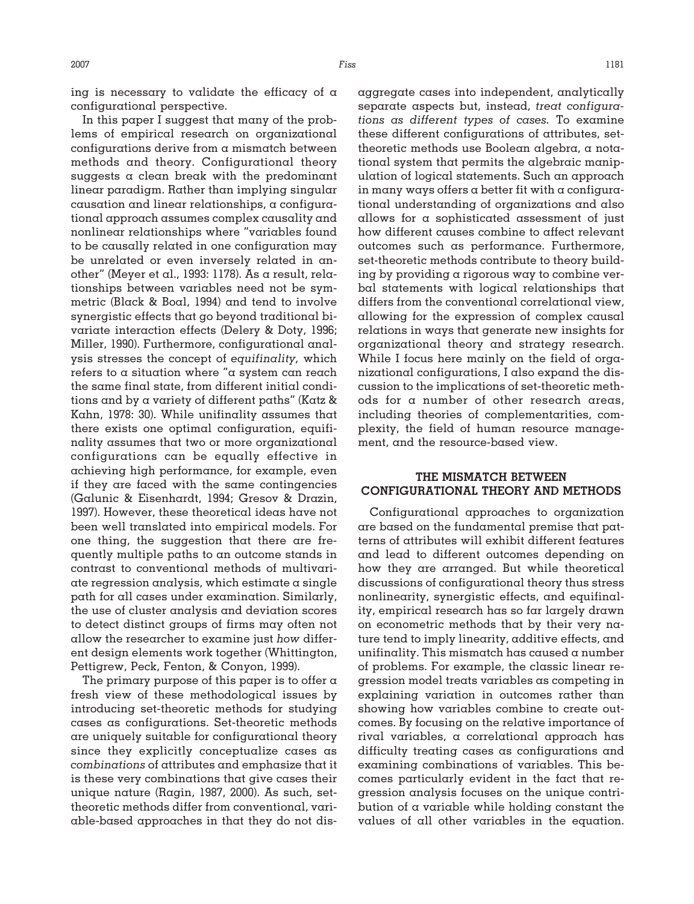ing is necessary to validate the efficacy of a configurational perspective.

In this paper I suggest that many of the problems of empirical research on organizational configurations derive from a mismatch between methods and theory. Configurational theory suggests a clean break with the predominant linear paradigm. Rather than implying singular causation and linear relationships, a configurational approach assumes complex causality and nonlinear relationships where "variables found to be causally related in one configuration may be unrelated or even inversely related in another" (Meyer et al., 1993: 1178). As a result, relationships between variables need not be symmetric (Black & Boal, 1994) and tend to involve synergistic effects that go beyond traditional bivariate interaction effects (Delery & Doty, 1996; Miller, 1990). Furthermore, configurational analysis stresses the concept of *equifinality,* which refers to a situation where "a system can reach the same final state, from different initial conditions and by a variety of different paths" (Katz & Kahn, 1978: 30). While unifinality assumes that there exists one optimal configuration, equifinality assumes that two or more organizational configurations can be equally effective in achieving high performance, for example, even if they are faced with the same contingencies (Galunic & Eisenhardt, 1994; Gresov & Drazin, 1997). However, these theoretical ideas have not been well translated into empirical models. For one thing, the suggestion that there are frequently multiple paths to an outcome stands in contrast to conventional methods of multivariate regression analysis, which estimate a single path for all cases under examination. Similarly, the use of cluster analysis and deviation scores to detect distinct groups of firms may often not allow the researcher to examine just *how* different design elements work together (Whittington, Pettigrew, Peck, Fenton, & Conyon, 1999).

The primary purpose of this paper is to offer a fresh view of these methodological issues by introducing set-theoretic methods for studying cases as configurations. Set-theoretic methods are uniquely suitable for configurational theory since they explicitly conceptualize cases as *combinations* of attributes and emphasize that it is these very combinations that give cases their unique nature (Ragin, 1987, 2000). As such, set-theoretic methods differ from conventional, variable-based approaches in that they do not disaggregate cases into independent, analytically separate aspects but, instead, *treat configurations as different types of cases.* To examine these different configurations of attributes, set-theoretic methods use Boolean algebra, a notational system that permits the algebraic manipulation of logical statements. Such an approach in many ways offers a better fit with a configurational understanding of organizations and also allows for a sophisticated assessment of just how different causes combine to affect relevant outcomes such as performance. Furthermore, set-theoretic methods contribute to theory building by providing a rigorous way to combine verbal statements with logical relationships that differs from the conventional correlational view, allowing for the expression of complex causal relations in ways that generate new insights for organizational theory and strategy research. While I focus here mainly on the field of organizational configurations, I also expand the discussion to the implications of set-theoretic methods for a number of other research areas, including theories of complementarities, complexity, the field of human resource management, and the resource-based view.

## THE MISMATCH BETWEEN CONFIGURATIONAL THEORY AND METHODS

Configurational approaches to organization are based on the fundamental premise that patterns of attributes will exhibit different features and lead to different outcomes depending on how they are arranged. But while theoretical discussions of configurational theory thus stress nonlinearity, synergistic effects, and equifinality, empirical research has so far largely drawn on econometric methods that by their very nature tend to imply linearity, additive effects, and unifinality. This mismatch has caused a number of problems. For example, the classic linear regression model treats variables as competing in explaining variation in outcomes rather than showing how variables combine to create outcomes. By focusing on the relative importance of rival variables, a correlational approach has difficulty treating cases as configurations and examining combinations of variables. This becomes particularly evident in the fact that regression analysis focuses on the unique contribution of a variable while holding constant the values of all other variables in the equation.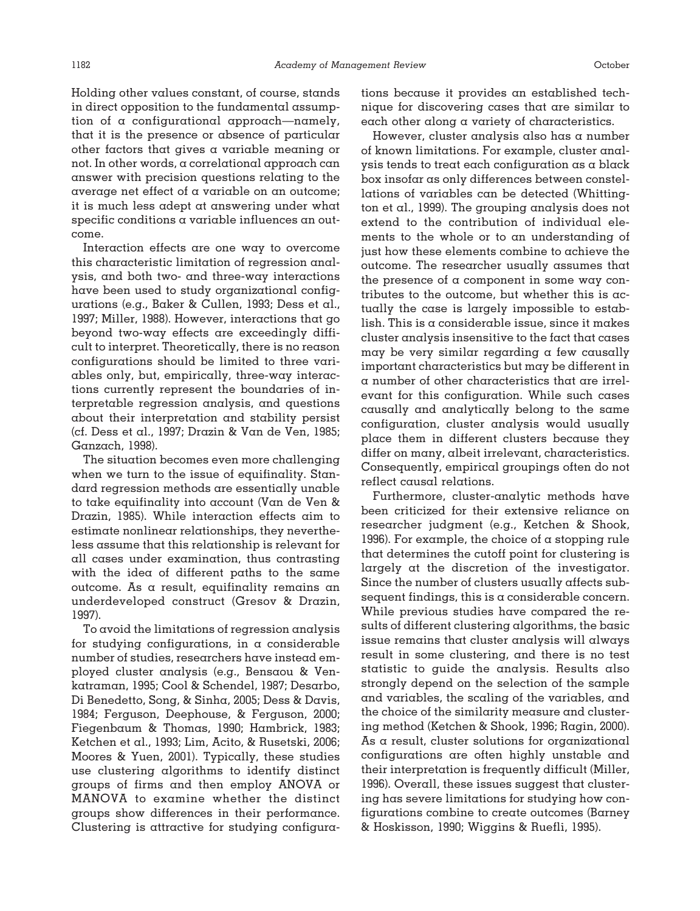Holding other values constant, of course, stands in direct opposition to the fundamental assumption of a configurational approach—namely, that it is the presence or absence of particular other factors that gives a variable meaning or not. In other words, a correlational approach can answer with precision questions relating to the average net effect of a variable on an outcome; it is much less adept at answering under what specific conditions a variable influences an outcome.

Interaction effects are one way to overcome this characteristic limitation of regression analysis, and both two- and three-way interactions have been used to study organizational configurations (e.g., Baker & Cullen, 1993; Dess et al., 1997; Miller, 1988). However, interactions that go beyond two-way effects are exceedingly difficult to interpret. Theoretically, there is no reason configurations should be limited to three variables only, but, empirically, three-way interactions currently represent the boundaries of interpretable regression analysis, and questions about their interpretation and stability persist (cf. Dess et al., 1997; Drazin & Van de Ven, 1985; Ganzach, 1998).

The situation becomes even more challenging when we turn to the issue of equifinality. Standard regression methods are essentially unable to take equifinality into account (Van de Ven & Drazin, 1985). While interaction effects aim to estimate nonlinear relationships, they nevertheless assume that this relationship is relevant for all cases under examination, thus contrasting with the idea of different paths to the same outcome. As a result, equifinality remains an underdeveloped construct (Gresov & Drazin, 1997).

To avoid the limitations of regression analysis for studying configurations, in a considerable number of studies, researchers have instead employed cluster analysis (e.g., Bensaou & Venkatraman, 1995; Cool & Schendel, 1987; Desarbo, Di Benedetto, Song, & Sinha, 2005; Dess & Davis, 1984; Ferguson, Deephouse, & Ferguson, 2000; Fiegenbaum & Thomas, 1990; Hambrick, 1983; Ketchen et al., 1993; Lim, Acito, & Rusetski, 2006; Moores & Yuen, 2001). Typically, these studies use clustering algorithms to identify distinct groups of firms and then employ ANOVA or MANOVA to examine whether the distinct groups show differences in their performance. Clustering is attractive for studying configurations because it provides an established technique for discovering cases that are similar to each other along a variety of characteristics.

However, cluster analysis also has a number of known limitations. For example, cluster analysis tends to treat each configuration as a black box insofar as only differences between constellations of variables can be detected (Whittington et al., 1999). The grouping analysis does not extend to the contribution of individual elements to the whole or to an understanding of just how these elements combine to achieve the outcome. The researcher usually assumes that the presence of a component in some way contributes to the outcome, but whether this is actually the case is largely impossible to establish. This is a considerable issue, since it makes cluster analysis insensitive to the fact that cases may be very similar regarding a few causally important characteristics but may be different in a number of other characteristics that are irrelevant for this configuration. While such cases causally and analytically belong to the same configuration, cluster analysis would usually place them in different clusters because they differ on many, albeit irrelevant, characteristics. Consequently, empirical groupings often do not reflect causal relations.

Furthermore, cluster-analytic methods have been criticized for their extensive reliance on researcher judgment (e.g., Ketchen & Shook, 1996). For example, the choice of a stopping rule that determines the cutoff point for clustering is largely at the discretion of the investigator. Since the number of clusters usually affects subsequent findings, this is a considerable concern. While previous studies have compared the results of different clustering algorithms, the basic issue remains that cluster analysis will always result in some clustering, and there is no test statistic to guide the analysis. Results also strongly depend on the selection of the sample and variables, the scaling of the variables, and the choice of the similarity measure and clustering method (Ketchen & Shook, 1996; Ragin, 2000). As a result, cluster solutions for organizational configurations are often highly unstable and their interpretation is frequently difficult (Miller, 1996). Overall, these issues suggest that clustering has severe limitations for studying how configurations combine to create outcomes (Barney & Hoskisson, 1990; Wiggins & Ruefli, 1995).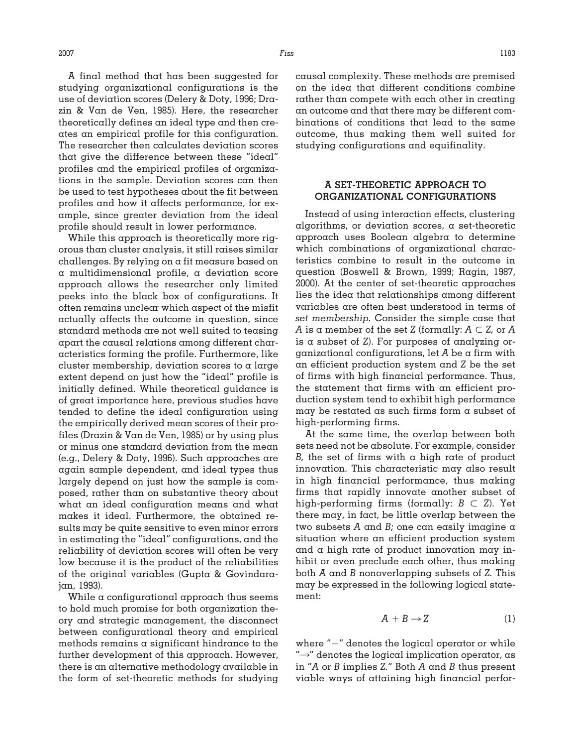A final method that has been suggested for studying organizational configurations is the use of deviation scores (Delery & Doty, 1996; Drazin & Van de Ven, 1985). Here, the researcher theoretically defines an ideal type and then creates an empirical profile for this configuration. The researcher then calculates deviation scores that give the difference between these "ideal" profiles and the empirical profiles of organizations in the sample. Deviation scores can then be used to test hypotheses about the fit between profiles and how it affects performance, for example, since greater deviation from the ideal profile should result in lower performance.

While this approach is theoretically more rigorous than cluster analysis, it still raises similar challenges. By relying on a fit measure based on a multidimensional profile, a deviation score approach allows the researcher only limited peeks into the black box of configurations. It often remains unclear which aspect of the misfit actually affects the outcome in question, since standard methods are not well suited to teasing apart the causal relations among different characteristics forming the profile. Furthermore, like cluster membership, deviation scores to a large extent depend on just how the "ideal" profile is initially defined. While theoretical guidance is of great importance here, previous studies have tended to define the ideal configuration using the empirically derived mean scores of their profiles (Drazin & Van de Ven, 1985) or by using plus or minus one standard deviation from the mean (e.g., Delery & Doty, 1996). Such approaches are again sample dependent, and ideal types thus largely depend on just how the sample is composed, rather than on substantive theory about what an ideal configuration means and what makes it ideal. Furthermore, the obtained results may be quite sensitive to even minor errors in estimating the "ideal" configurations, and the reliability of deviation scores will often be very low because it is the product of the reliabilities of the original variables (Gupta & Govindarajan, 1993).

While a configurational approach thus seems to hold much promise for both organization theory and strategic management, the disconnect between configurational theory and empirical methods remains a significant hindrance to the further development of this approach. However, there is an alternative methodology available in the form of set-theoretic methods for studying causal complexity. These methods are premised on the idea that different conditions *combine* rather than compete with each other in creating an outcome and that there may be different combinations of conditions that lead to the same outcome, thus making them well suited for studying configurations and equifinality.

## A SET-THEORETIC APPROACH TO ORGANIZATIONAL CONFIGURATIONS

Instead of using interaction effects, clustering algorithms, or deviation scores, a set-theoretic approach uses Boolean algebra to determine which combinations of organizational characteristics combine to result in the outcome in question (Boswell & Brown, 1999; Ragin, 1987, 2000). At the center of set-theoretic approaches lies the idea that relationships among different variables are often best understood in terms of *set membership*. Consider the simple case that $A$ is a member of the set $Z$ (formally: $A \subset Z$, or $A$ is a subset of $Z$). For purposes of analyzing organizational configurations, let $A$ be a firm with an efficient production system and $Z$ be the set of firms with high financial performance. Thus, the statement that firms with an efficient production system tend to exhibit high performance may be restated as such firms form a subset of high-performing firms.

At the same time, the overlap between both sets need not be absolute. For example, consider $B$, the set of firms with a high rate of product innovation. This characteristic may also result in high financial performance, thus making firms that rapidly innovate another subset of high-performing firms (formally: $B \subset Z$). Yet there may, in fact, be little overlap between the two subsets $A$ and $B$; one can easily imagine a situation where an efficient production system and a high rate of product innovation may inhibit or even preclude each other, thus making both $A$ and $B$ nonoverlapping subsets of $Z$. This may be expressed in the following logical statement:

$$A + B \rightarrow Z \tag{1}$$

where "+" denotes the logical operator or while "$\rightarrow$" denotes the logical implication operator, as in "$A$ or $B$ implies $Z$." Both $A$ and $B$ thus present viable ways of attaining high financial perfor-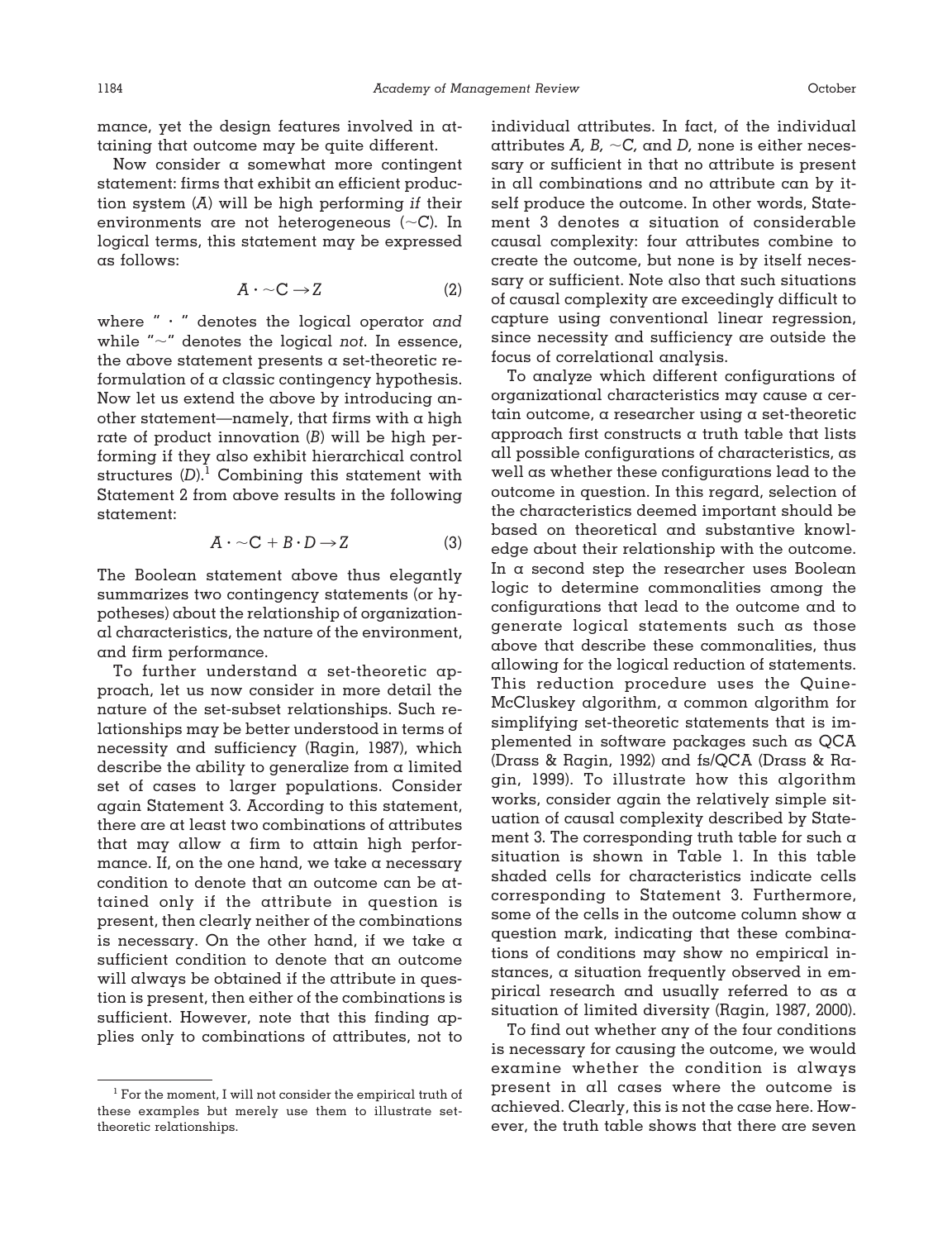mance, yet the design features involved in attaining that outcome may be quite different.

Now consider a somewhat more contingent statement: firms that exhibit an efficient production system (*A*) will be high performing *if* their environments are not heterogeneous ($\sim C$). In logical terms, this statement may be expressed as follows:

$$A \cdot {\sim}C \rightarrow Z \tag{2}$$

where " $\cdot$ " denotes the logical operator *and* while "$\sim$" denotes the logical *not*. In essence, the above statement presents a set-theoretic reformulation of a classic contingency hypothesis. Now let us extend the above by introducing another statement—namely, that firms with a high rate of product innovation (*B*) will be high performing if they also exhibit hierarchical control structures (*D*).[1] Combining this statement with Statement 2 from above results in the following statement:

$$A \cdot {\sim}C + B \cdot D \rightarrow Z \tag{3}$$

The Boolean statement above thus elegantly summarizes two contingency statements (or hypotheses) about the relationship of organizational characteristics, the nature of the environment, and firm performance.

To further understand a set-theoretic approach, let us now consider in more detail the nature of the set-subset relationships. Such relationships may be better understood in terms of necessity and sufficiency (Ragin, 1987), which describe the ability to generalize from a limited set of cases to larger populations. Consider again Statement 3. According to this statement, there are at least two combinations of attributes that may allow a firm to attain high performance. If, on the one hand, we take a necessary condition to denote that an outcome can be attained only if the attribute in question is present, then clearly neither of the combinations is necessary. On the other hand, if we take a sufficient condition to denote that an outcome will always be obtained if the attribute in question is present, then either of the combinations is sufficient. However, note that this finding applies only to combinations of attributes, not to individual attributes. In fact, of the individual attributes *A, B,* $\sim C$, and *D,* none is either necessary or sufficient in that no attribute is present in all combinations and no attribute can by itself produce the outcome. In other words, Statement 3 denotes a situation of considerable causal complexity: four attributes combine to create the outcome, but none is by itself necessary or sufficient. Note also that such situations of causal complexity are exceedingly difficult to capture using conventional linear regression, since necessity and sufficiency are outside the focus of correlational analysis.

To analyze which different configurations of organizational characteristics may cause a certain outcome, a researcher using a set-theoretic approach first constructs a truth table that lists all possible configurations of characteristics, as well as whether these configurations lead to the outcome in question. In this regard, selection of the characteristics deemed important should be based on theoretical and substantive knowledge about their relationship with the outcome. In a second step the researcher uses Boolean logic to determine commonalities among the configurations that lead to the outcome and to generate logical statements such as those above that describe these commonalities, thus allowing for the logical reduction of statements. This reduction procedure uses the Quine-McCluskey algorithm, a common algorithm for simplifying set-theoretic statements that is implemented in software packages such as QCA (Drass & Ragin, 1992) and fs/QCA (Drass & Ragin, 1999). To illustrate how this algorithm works, consider again the relatively simple situation of causal complexity described by Statement 3. The corresponding truth table for such a situation is shown in Table 1. In this table shaded cells for characteristics indicate cells corresponding to Statement 3. Furthermore, some of the cells in the outcome column show a question mark, indicating that these combinations of conditions may show no empirical instances, a situation frequently observed in empirical research and usually referred to as a situation of limited diversity (Ragin, 1987, 2000).

To find out whether any of the four conditions is necessary for causing the outcome, we would examine whether the condition is always present in all cases where the outcome is achieved. Clearly, this is not the case here. However, the truth table shows that there are seven

[1] For the moment, I will not consider the empirical truth of these examples but merely use them to illustrate set-theoretic relationships.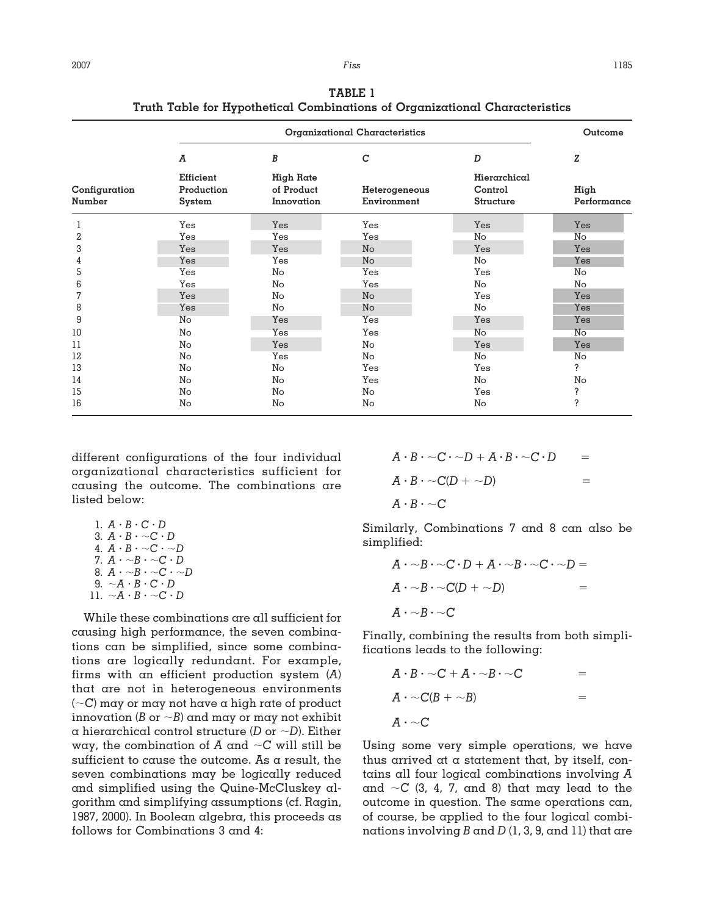**TABLE 1**
**Truth Table for Hypothetical Combinations of Organizational Characteristics**

| | Organizational Characteristics | | | | Outcome |
|---|---|---|---|---|---|
| | *A* | *B* | *C* | *D* | *Z* |
| Configuration Number | Efficient Production System | High Rate of Product Innovation | Heterogeneous Environment | Hierarchical Control Structure | High Performance |
| 1 | Yes | Yes | Yes | Yes | Yes |
| 2 | Yes | Yes | Yes | No | No |
| 3 | Yes | Yes | No | Yes | Yes |
| 4 | Yes | Yes | No | No | Yes |
| 5 | Yes | No | Yes | Yes | No |
| 6 | Yes | No | Yes | No | No |
| 7 | Yes | No | No | Yes | Yes |
| 8 | Yes | No | No | No | Yes |
| 9 | No | Yes | Yes | Yes | Yes |
| 10 | No | Yes | Yes | No | No |
| 11 | No | Yes | No | Yes | Yes |
| 12 | No | Yes | No | No | No |
| 13 | No | No | Yes | Yes | ? |
| 14 | No | No | Yes | No | No |
| 15 | No | No | No | Yes | ? |
| 16 | No | No | No | No | ? |

different configurations of the four individual organizational characteristics sufficient for causing the outcome. The combinations are listed below:

1. $A \cdot B \cdot C \cdot D$
3. $A \cdot B \cdot \sim C \cdot D$
4. $A \cdot B \cdot \sim C \cdot \sim D$
7. $A \cdot \sim B \cdot \sim C \cdot D$
8. $A \cdot \sim B \cdot \sim C \cdot \sim D$
9. $\sim A \cdot B \cdot C \cdot D$
11. $\sim A \cdot B \cdot \sim C \cdot D$

While these combinations are all sufficient for causing high performance, the seven combinations can be simplified, since some combinations are logically redundant. For example, firms with an efficient production system (*A*) that are not in heterogeneous environments ($\sim C$) may or may not have a high rate of product innovation (*B* or $\sim B$) and may or may not exhibit a hierarchical control structure (*D* or $\sim D$). Either way, the combination of *A* and $\sim C$ will still be sufficient to cause the outcome. As a result, the seven combinations may be logically reduced and simplified using the Quine-McCluskey algorithm and simplifying assumptions (cf. Ragin, 1987, 2000). In Boolean algebra, this proceeds as follows for Combinations 3 and 4:

$$A \cdot B \cdot \sim C \cdot \sim D + A \cdot B \cdot \sim C \cdot D =$$
$$A \cdot B \cdot \sim C(D + \sim D) =$$
$$A \cdot B \cdot \sim C$$

Similarly, Combinations 7 and 8 can also be simplified:

$$A \cdot \sim B \cdot \sim C \cdot D + A \cdot \sim B \cdot \sim C \cdot \sim D =$$
$$A \cdot \sim B \cdot \sim C(D + \sim D) =$$
$$A \cdot \sim B \cdot \sim C$$

Finally, combining the results from both simplifications leads to the following:

$$A \cdot B \cdot \sim C + A \cdot \sim B \cdot \sim C =$$
$$A \cdot \sim C(B + \sim B) =$$
$$A \cdot \sim C$$

Using some very simple operations, we have thus arrived at a statement that, by itself, contains all four logical combinations involving *A* and $\sim C$ (3, 4, 7, and 8) that may lead to the outcome in question. The same operations can, of course, be applied to the four logical combinations involving *B* and *D* (1, 3, 9, and 11) that are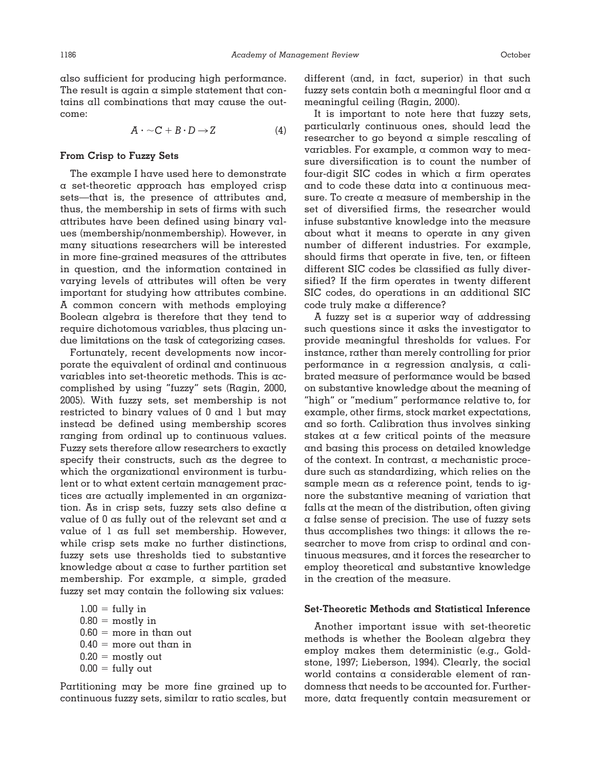also sufficient for producing high performance. The result is again a simple statement that contains all combinations that may cause the outcome:

$$A \cdot \sim C + B \cdot D \rightarrow Z \quad (4)$$

### From Crisp to Fuzzy Sets

The example I have used here to demonstrate a set-theoretic approach has employed crisp sets—that is, the presence of attributes and, thus, the membership in sets of firms with such attributes have been defined using binary values (membership/nonmembership). However, in many situations researchers will be interested in more fine-grained measures of the attributes in question, and the information contained in varying levels of attributes will often be very important for studying how attributes combine. A common concern with methods employing Boolean algebra is therefore that they tend to require dichotomous variables, thus placing undue limitations on the task of categorizing cases.

Fortunately, recent developments now incorporate the equivalent of ordinal and continuous variables into set-theoretic methods. This is accomplished by using "fuzzy" sets (Ragin, 2000, 2005). With fuzzy sets, set membership is not restricted to binary values of 0 and 1 but may instead be defined using membership scores ranging from ordinal up to continuous values. Fuzzy sets therefore allow researchers to exactly specify their constructs, such as the degree to which the organizational environment is turbulent or to what extent certain management practices are actually implemented in an organization. As in crisp sets, fuzzy sets also define a value of 0 as fully out of the relevant set and a value of 1 as full set membership. However, while crisp sets make no further distinctions, fuzzy sets use thresholds tied to substantive knowledge about a case to further partition set membership. For example, a simple, graded fuzzy set may contain the following six values:

- 1.00 = fully in
- 0.80 = mostly in
- 0.60 = more in than out
- 0.40 = more out than in
- 0.20 = mostly out
- 0.00 = fully out

Partitioning may be more fine grained up to continuous fuzzy sets, similar to ratio scales, but different (and, in fact, superior) in that such fuzzy sets contain both a meaningful floor and a meaningful ceiling (Ragin, 2000).

It is important to note here that fuzzy sets, particularly continuous ones, should lead the researcher to go beyond a simple rescaling of variables. For example, a common way to measure diversification is to count the number of four-digit SIC codes in which a firm operates and to code these data into a continuous measure. To create a measure of membership in the set of diversified firms, the researcher would infuse substantive knowledge into the measure about what it means to operate in any given number of different industries. For example, should firms that operate in five, ten, or fifteen different SIC codes be classified as fully diversified? If the firm operates in twenty different SIC codes, do operations in an additional SIC code truly make a difference?

A fuzzy set is a superior way of addressing such questions since it asks the investigator to provide meaningful thresholds for values. For instance, rather than merely controlling for prior performance in a regression analysis, a calibrated measure of performance would be based on substantive knowledge about the meaning of "high" or "medium" performance relative to, for example, other firms, stock market expectations, and so forth. Calibration thus involves sinking stakes at a few critical points of the measure and basing this process on detailed knowledge of the context. In contrast, a mechanistic procedure such as standardizing, which relies on the sample mean as a reference point, tends to ignore the substantive meaning of variation that falls at the mean of the distribution, often giving a false sense of precision. The use of fuzzy sets thus accomplishes two things: it allows the researcher to move from crisp to ordinal and continuous measures, and it forces the researcher to employ theoretical and substantive knowledge in the creation of the measure.

### Set-Theoretic Methods and Statistical Inference

Another important issue with set-theoretic methods is whether the Boolean algebra they employ makes them deterministic (e.g., Goldstone, 1997; Lieberson, 1994). Clearly, the social world contains a considerable element of randomness that needs to be accounted for. Furthermore, data frequently contain measurement or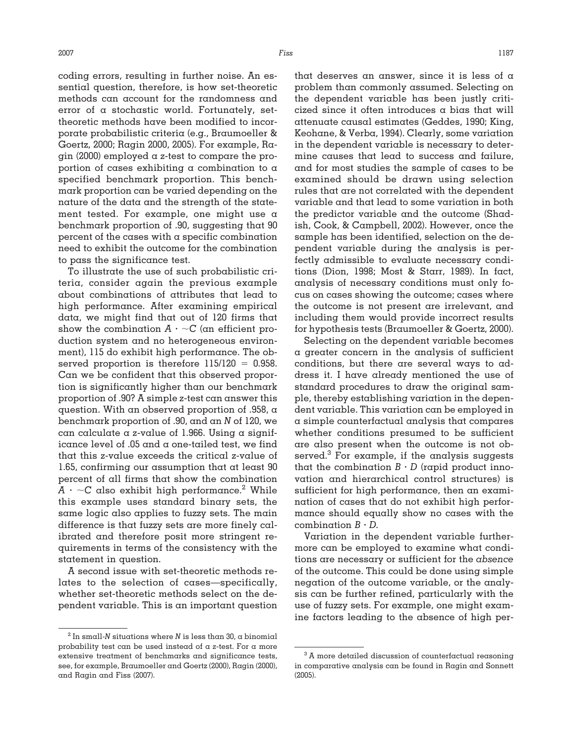coding errors, resulting in further noise. An essential question, therefore, is how set-theoretic methods can account for the randomness and error of a stochastic world. Fortunately, set-theoretic methods have been modified to incorporate probabilistic criteria (e.g., Braumoeller & Goertz, 2000; Ragin 2000, 2005). For example, Ragin (2000) employed a $z$-test to compare the proportion of cases exhibiting a combination to a specified benchmark proportion. This benchmark proportion can be varied depending on the nature of the data and the strength of the statement tested. For example, one might use a benchmark proportion of .90, suggesting that 90 percent of the cases with a specific combination need to exhibit the outcome for the combination to pass the significance test.

To illustrate the use of such probabilistic criteria, consider again the previous example about combinations of attributes that lead to high performance. After examining empirical data, we might find that out of 120 firms that show the combination $A \cdot \sim C$ (an efficient production system and no heterogeneous environment), 115 do exhibit high performance. The observed proportion is therefore $115/120 = 0.958$. Can we be confident that this observed proportion is significantly higher than our benchmark proportion of .90? A simple $z$-test can answer this question. With an observed proportion of .958, a benchmark proportion of .90, and an $N$ of 120, we can calculate a $z$-value of 1.966. Using a significance level of .05 and a one-tailed test, we find that this $z$-value exceeds the critical $z$-value of 1.65, confirming our assumption that at least 90 percent of all firms that show the combination $A \cdot \sim C$ also exhibit high performance.[2] While this example uses standard binary sets, the same logic also applies to fuzzy sets. The main difference is that fuzzy sets are more finely calibrated and therefore posit more stringent requirements in terms of the consistency with the statement in question.

A second issue with set-theoretic methods relates to the selection of cases—specifically, whether set-theoretic methods select on the dependent variable. This is an important question that deserves an answer, since it is less of a problem than commonly assumed. Selecting on the dependent variable has been justly criticized since it often introduces a bias that will attenuate causal estimates (Geddes, 1990; King, Keohane, & Verba, 1994). Clearly, some variation in the dependent variable is necessary to determine causes that lead to success and failure, and for most studies the sample of cases to be examined should be drawn using selection rules that are not correlated with the dependent variable and that lead to some variation in both the predictor variable and the outcome (Shadish, Cook, & Campbell, 2002). However, once the sample has been identified, selection on the dependent variable during the analysis is perfectly admissible to evaluate necessary conditions (Dion, 1998; Most & Starr, 1989). In fact, analysis of necessary conditions must only focus on cases showing the outcome; cases where the outcome is not present are irrelevant, and including them would provide incorrect results for hypothesis tests (Braumoeller & Goertz, 2000).

Selecting on the dependent variable becomes a greater concern in the analysis of sufficient conditions, but there are several ways to address it. I have already mentioned the use of standard procedures to draw the original sample, thereby establishing variation in the dependent variable. This variation can be employed in a simple counterfactual analysis that compares whether conditions presumed to be sufficient are also present when the outcome is not observed.[3] For example, if the analysis suggests that the combination $B \cdot D$ (rapid product innovation and hierarchical control structures) is sufficient for high performance, then an examination of cases that do not exhibit high performance should equally show no cases with the combination $B \cdot D$.

Variation in the dependent variable furthermore can be employed to examine what conditions are necessary or sufficient for the *absence* of the outcome. This could be done using simple negation of the outcome variable, or the analysis can be further refined, particularly with the use of fuzzy sets. For example, one might examine factors leading to the absence of high per-

---

[2] In small-$N$ situations where $N$ is less than 30, a binomial probability test can be used instead of a $z$-test. For a more extensive treatment of benchmarks and significance tests, see, for example, Braumoeller and Goertz (2000), Ragin (2000), and Ragin and Fiss (2007).

[3] A more detailed discussion of counterfactual reasoning in comparative analysis can be found in Ragin and Sonnett (2005).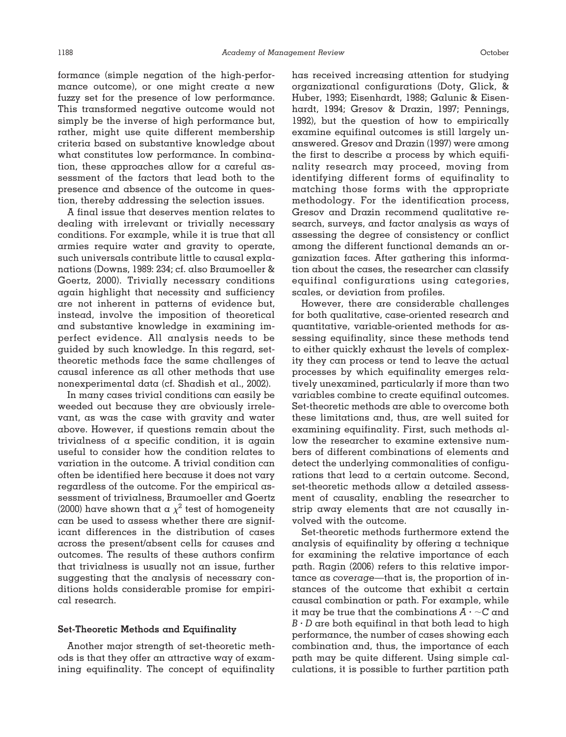formance (simple negation of the high-performance outcome), or one might create a new fuzzy set for the presence of low performance. This transformed negative outcome would not simply be the inverse of high performance but, rather, might use quite different membership criteria based on substantive knowledge about what constitutes low performance. In combination, these approaches allow for a careful assessment of the factors that lead both to the presence and absence of the outcome in question, thereby addressing the selection issues.

A final issue that deserves mention relates to dealing with irrelevant or trivially necessary conditions. For example, while it is true that all armies require water and gravity to operate, such universals contribute little to causal explanations (Downs, 1989: 234; cf. also Braumoeller & Goertz, 2000). Trivially necessary conditions again highlight that necessity and sufficiency are not inherent in patterns of evidence but, instead, involve the imposition of theoretical and substantive knowledge in examining imperfect evidence. All analysis needs to be guided by such knowledge. In this regard, set-theoretic methods face the same challenges of causal inference as all other methods that use nonexperimental data (cf. Shadish et al., 2002).

In many cases trivial conditions can easily be weeded out because they are obviously irrelevant, as was the case with gravity and water above. However, if questions remain about the trivialness of a specific condition, it is again useful to consider how the condition relates to variation in the outcome. A trivial condition can often be identified here because it does not vary regardless of the outcome. For the empirical assessment of trivialness, Braumoeller and Goertz (2000) have shown that a $\chi^2$ test of homogeneity can be used to assess whether there are significant differences in the distribution of cases across the present/absent cells for causes and outcomes. The results of these authors confirm that trivialness is usually not an issue, further suggesting that the analysis of necessary conditions holds considerable promise for empirical research.

## Set-Theoretic Methods and Equifinality

Another major strength of set-theoretic methods is that they offer an attractive way of examining equifinality. The concept of equifinality has received increasing attention for studying organizational configurations (Doty, Glick, & Huber, 1993; Eisenhardt, 1988; Galunic & Eisenhardt, 1994; Gresov & Drazin, 1997; Pennings, 1992), but the question of how to empirically examine equifinal outcomes is still largely unanswered. Gresov and Drazin (1997) were among the first to describe a process by which equifinality research may proceed, moving from identifying different forms of equifinality to matching those forms with the appropriate methodology. For the identification process, Gresov and Drazin recommend qualitative research, surveys, and factor analysis as ways of assessing the degree of consistency or conflict among the different functional demands an organization faces. After gathering this information about the cases, the researcher can classify equifinal configurations using categories, scales, or deviation from profiles.

However, there are considerable challenges for both qualitative, case-oriented research and quantitative, variable-oriented methods for assessing equifinality, since these methods tend to either quickly exhaust the levels of complexity they can process or tend to leave the actual processes by which equifinality emerges relatively unexamined, particularly if more than two variables combine to create equifinal outcomes. Set-theoretic methods are able to overcome both these limitations and, thus, are well suited for examining equifinality. First, such methods allow the researcher to examine extensive numbers of different combinations of elements and detect the underlying commonalities of configurations that lead to a certain outcome. Second, set-theoretic methods allow a detailed assessment of causality, enabling the researcher to strip away elements that are not causally involved with the outcome.

Set-theoretic methods furthermore extend the analysis of equifinality by offering a technique for examining the relative importance of each path. Ragin (2006) refers to this relative importance as *coverage*—that is, the proportion of instances of the outcome that exhibit a certain causal combination or path. For example, while it may be true that the combinations $A \cdot {\sim}C$ and $B \cdot D$ are both equifinal in that both lead to high performance, the number of cases showing each combination and, thus, the importance of each path may be quite different. Using simple calculations, it is possible to further partition path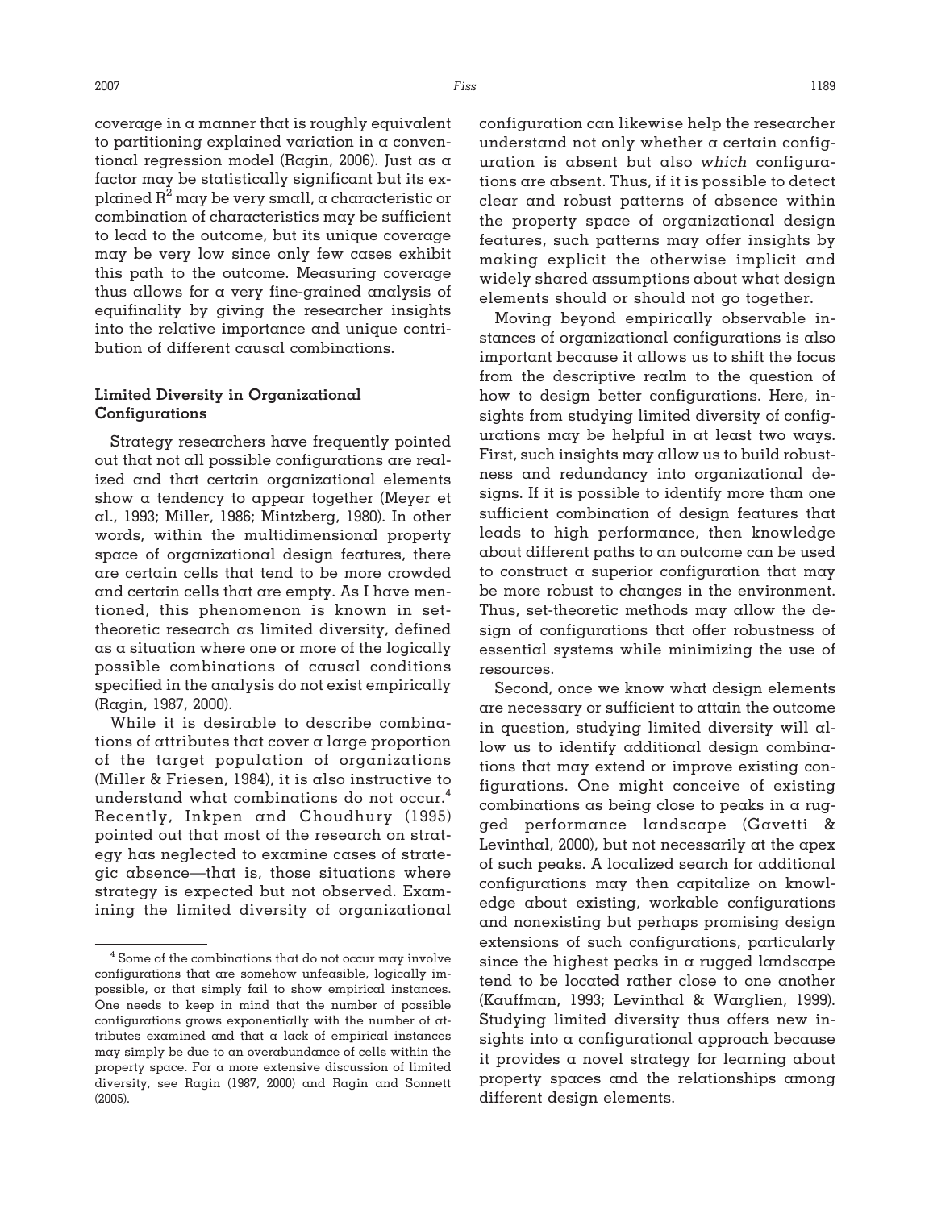coverage in a manner that is roughly equivalent to partitioning explained variation in a conventional regression model (Ragin, 2006). Just as a factor may be statistically significant but its explained $R^2$ may be very small, a characteristic or combination of characteristics may be sufficient to lead to the outcome, but its unique coverage may be very low since only few cases exhibit this path to the outcome. Measuring coverage thus allows for a very fine-grained analysis of equifinality by giving the researcher insights into the relative importance and unique contribution of different causal combinations.

### Limited Diversity in Organizational Configurations

Strategy researchers have frequently pointed out that not all possible configurations are realized and that certain organizational elements show a tendency to appear together (Meyer et al., 1993; Miller, 1986; Mintzberg, 1980). In other words, within the multidimensional property space of organizational design features, there are certain cells that tend to be more crowded and certain cells that are empty. As I have mentioned, this phenomenon is known in set-theoretic research as limited diversity, defined as a situation where one or more of the logically possible combinations of causal conditions specified in the analysis do not exist empirically (Ragin, 1987, 2000).

While it is desirable to describe combinations of attributes that cover a large proportion of the target population of organizations (Miller & Friesen, 1984), it is also instructive to understand what combinations do not occur.[4] Recently, Inkpen and Choudhury (1995) pointed out that most of the research on strategy has neglected to examine cases of strategic absence—that is, those situations where strategy is expected but not observed. Examining the limited diversity of organizational configuration can likewise help the researcher understand not only whether a certain configuration is absent but also *which* configurations are absent. Thus, if it is possible to detect clear and robust patterns of absence within the property space of organizational design features, such patterns may offer insights by making explicit the otherwise implicit and widely shared assumptions about what design elements should or should not go together.

Moving beyond empirically observable instances of organizational configurations is also important because it allows us to shift the focus from the descriptive realm to the question of how to design better configurations. Here, insights from studying limited diversity of configurations may be helpful in at least two ways. First, such insights may allow us to build robustness and redundancy into organizational designs. If it is possible to identify more than one sufficient combination of design features that leads to high performance, then knowledge about different paths to an outcome can be used to construct a superior configuration that may be more robust to changes in the environment. Thus, set-theoretic methods may allow the design of configurations that offer robustness of essential systems while minimizing the use of resources.

Second, once we know what design elements are necessary or sufficient to attain the outcome in question, studying limited diversity will allow us to identify additional design combinations that may extend or improve existing configurations. One might conceive of existing combinations as being close to peaks in a rugged performance landscape (Gavetti & Levinthal, 2000), but not necessarily at the apex of such peaks. A localized search for additional configurations may then capitalize on knowledge about existing, workable configurations and nonexisting but perhaps promising design extensions of such configurations, particularly since the highest peaks in a rugged landscape tend to be located rather close to one another (Kauffman, 1993; Levinthal & Warglien, 1999). Studying limited diversity thus offers new insights into a configurational approach because it provides a novel strategy for learning about property spaces and the relationships among different design elements.

[4] Some of the combinations that do not occur may involve configurations that are somehow unfeasible, logically impossible, or that simply fail to show empirical instances. One needs to keep in mind that the number of possible configurations grows exponentially with the number of attributes examined and that a lack of empirical instances may simply be due to an overabundance of cells within the property space. For a more extensive discussion of limited diversity, see Ragin (1987, 2000) and Ragin and Sonnett (2005).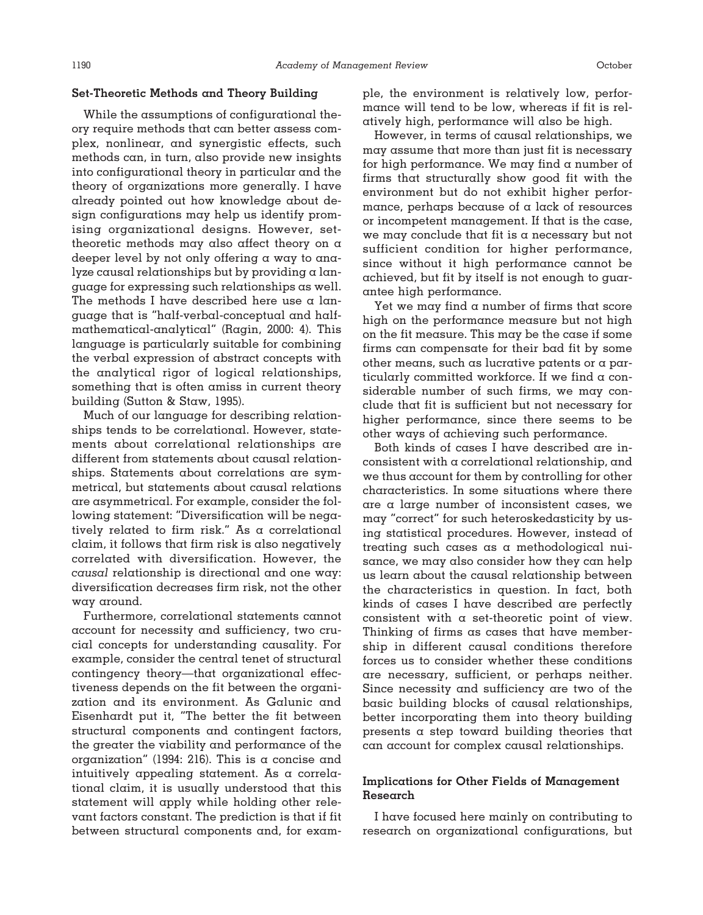## Set-Theoretic Methods and Theory Building

While the assumptions of configurational theory require methods that can better assess complex, nonlinear, and synergistic effects, such methods can, in turn, also provide new insights into configurational theory in particular and the theory of organizations more generally. I have already pointed out how knowledge about design configurations may help us identify promising organizational designs. However, set-theoretic methods may also affect theory on a deeper level by not only offering a way to analyze causal relationships but by providing a language for expressing such relationships as well. The methods I have described here use a language that is "half-verbal-conceptual and half-mathematical-analytical" (Ragin, 2000: 4). This language is particularly suitable for combining the verbal expression of abstract concepts with the analytical rigor of logical relationships, something that is often amiss in current theory building (Sutton & Staw, 1995).

Much of our language for describing relationships tends to be correlational. However, statements about correlational relationships are different from statements about causal relationships. Statements about correlations are symmetrical, but statements about causal relations are asymmetrical. For example, consider the following statement: "Diversification will be negatively related to firm risk." As a correlational claim, it follows that firm risk is also negatively correlated with diversification. However, the *causal* relationship is directional and one way: diversification decreases firm risk, not the other way around.

Furthermore, correlational statements cannot account for necessity and sufficiency, two crucial concepts for understanding causality. For example, consider the central tenet of structural contingency theory—that organizational effectiveness depends on the fit between the organization and its environment. As Galunic and Eisenhardt put it, "The better the fit between structural components and contingent factors, the greater the viability and performance of the organization" (1994: 216). This is a concise and intuitively appealing statement. As a correlational claim, it is usually understood that this statement will apply while holding other relevant factors constant. The prediction is that if fit between structural components and, for example, the environment is relatively low, performance will tend to be low, whereas if fit is relatively high, performance will also be high.

However, in terms of causal relationships, we may assume that more than just fit is necessary for high performance. We may find a number of firms that structurally show good fit with the environment but do not exhibit higher performance, perhaps because of a lack of resources or incompetent management. If that is the case, we may conclude that fit is a necessary but not sufficient condition for higher performance, since without it high performance cannot be achieved, but fit by itself is not enough to guarantee high performance.

Yet we may find a number of firms that score high on the performance measure but not high on the fit measure. This may be the case if some firms can compensate for their bad fit by some other means, such as lucrative patents or a particularly committed workforce. If we find a considerable number of such firms, we may conclude that fit is sufficient but not necessary for higher performance, since there seems to be other ways of achieving such performance.

Both kinds of cases I have described are inconsistent with a correlational relationship, and we thus account for them by controlling for other characteristics. In some situations where there are a large number of inconsistent cases, we may "correct" for such heteroskedasticity by using statistical procedures. However, instead of treating such cases as a methodological nuisance, we may also consider how they can help us learn about the causal relationship between the characteristics in question. In fact, both kinds of cases I have described are perfectly consistent with a set-theoretic point of view. Thinking of firms as cases that have membership in different causal conditions therefore forces us to consider whether these conditions are necessary, sufficient, or perhaps neither. Since necessity and sufficiency are two of the basic building blocks of causal relationships, better incorporating them into theory building presents a step toward building theories that can account for complex causal relationships.

## Implications for Other Fields of Management Research

I have focused here mainly on contributing to research on organizational configurations, but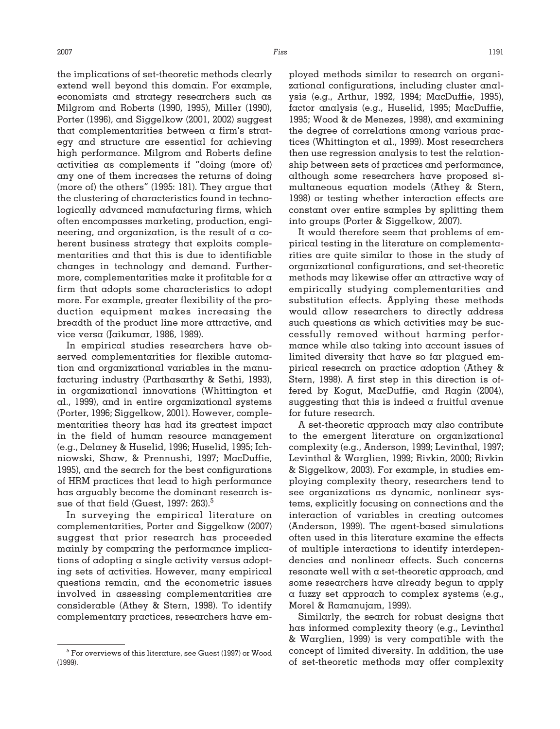the implications of set-theoretic methods clearly extend well beyond this domain. For example, economists and strategy researchers such as Milgrom and Roberts (1990, 1995), Miller (1990), Porter (1996), and Siggelkow (2001, 2002) suggest that complementarities between a firm's strategy and structure are essential for achieving high performance. Milgrom and Roberts define activities as complements if "doing (more of) any one of them increases the returns of doing (more of) the others" (1995: 181). They argue that the clustering of characteristics found in technologically advanced manufacturing firms, which often encompasses marketing, production, engineering, and organization, is the result of a coherent business strategy that exploits complementarities and that this is due to identifiable changes in technology and demand. Furthermore, complementarities make it profitable for a firm that adopts some characteristics to adopt more. For example, greater flexibility of the production equipment makes increasing the breadth of the product line more attractive, and vice versa (Jaikumar, 1986, 1989).

In empirical studies researchers have observed complementarities for flexible automation and organizational variables in the manufacturing industry (Parthasarthy & Sethi, 1993), in organizational innovations (Whittington et al., 1999), and in entire organizational systems (Porter, 1996; Siggelkow, 2001). However, complementarities theory has had its greatest impact in the field of human resource management (e.g., Delaney & Huselid, 1996; Huselid, 1995; Ichniowski, Shaw, & Prennushi, 1997; MacDuffie, 1995), and the search for the best configurations of HRM practices that lead to high performance has arguably become the dominant research issue of that field (Guest, 1997: 263).[5]

In surveying the empirical literature on complementarities, Porter and Siggelkow (2007) suggest that prior research has proceeded mainly by comparing the performance implications of adopting a single activity versus adopting sets of activities. However, many empirical questions remain, and the econometric issues involved in assessing complementarities are considerable (Athey & Stern, 1998). To identify complementary practices, researchers have employed methods similar to research on organizational configurations, including cluster analysis (e.g., Arthur, 1992, 1994; MacDuffie, 1995), factor analysis (e.g., Huselid, 1995; MacDuffie, 1995; Wood & de Menezes, 1998), and examining the degree of correlations among various practices (Whittington et al., 1999). Most researchers then use regression analysis to test the relationship between sets of practices and performance, although some researchers have proposed simultaneous equation models (Athey & Stern, 1998) or testing whether interaction effects are constant over entire samples by splitting them into groups (Porter & Siggelkow, 2007).

It would therefore seem that problems of empirical testing in the literature on complementarities are quite similar to those in the study of organizational configurations, and set-theoretic methods may likewise offer an attractive way of empirically studying complementarities and substitution effects. Applying these methods would allow researchers to directly address such questions as which activities may be successfully removed without harming performance while also taking into account issues of limited diversity that have so far plagued empirical research on practice adoption (Athey & Stern, 1998). A first step in this direction is offered by Kogut, MacDuffie, and Ragin (2004), suggesting that this is indeed a fruitful avenue for future research.

A set-theoretic approach may also contribute to the emergent literature on organizational complexity (e.g., Anderson, 1999; Levinthal, 1997; Levinthal & Warglien, 1999; Rivkin, 2000; Rivkin & Siggelkow, 2003). For example, in studies employing complexity theory, researchers tend to see organizations as dynamic, nonlinear systems, explicitly focusing on connections and the interaction of variables in creating outcomes (Anderson, 1999). The agent-based simulations often used in this literature examine the effects of multiple interactions to identify interdependencies and nonlinear effects. Such concerns resonate well with a set-theoretic approach, and some researchers have already begun to apply a fuzzy set approach to complex systems (e.g., Morel & Ramanujam, 1999).

Similarly, the search for robust designs that has informed complexity theory (e.g., Levinthal & Warglien, 1999) is very compatible with the concept of limited diversity. In addition, the use of set-theoretic methods may offer complexity

[5] For overviews of this literature, see Guest (1997) or Wood (1999).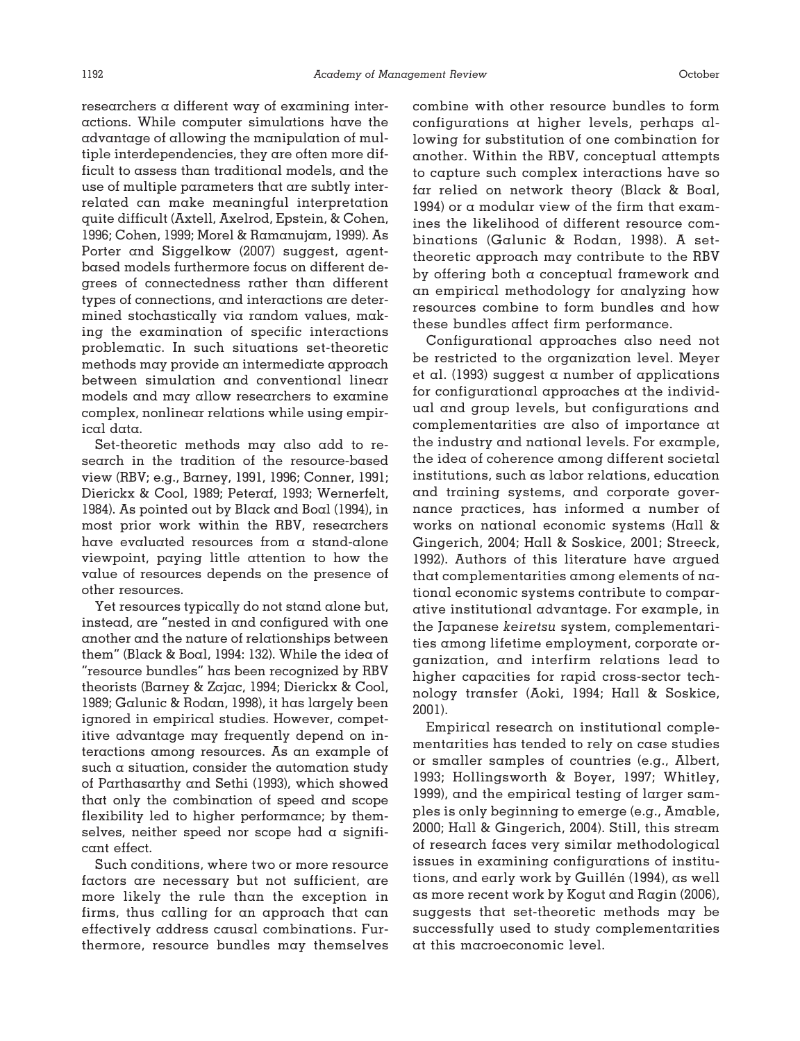researchers a different way of examining interactions. While computer simulations have the advantage of allowing the manipulation of multiple interdependencies, they are often more difficult to assess than traditional models, and the use of multiple parameters that are subtly interrelated can make meaningful interpretation quite difficult (Axtell, Axelrod, Epstein, & Cohen, 1996; Cohen, 1999; Morel & Ramanujam, 1999). As Porter and Siggelkow (2007) suggest, agent-based models furthermore focus on different degrees of connectedness rather than different types of connections, and interactions are determined stochastically via random values, making the examination of specific interactions problematic. In such situations set-theoretic methods may provide an intermediate approach between simulation and conventional linear models and may allow researchers to examine complex, nonlinear relations while using empirical data.

Set-theoretic methods may also add to research in the tradition of the resource-based view (RBV; e.g., Barney, 1991, 1996; Conner, 1991; Dierickx & Cool, 1989; Peteraf, 1993; Wernerfelt, 1984). As pointed out by Black and Boal (1994), in most prior work within the RBV, researchers have evaluated resources from a stand-alone viewpoint, paying little attention to how the value of resources depends on the presence of other resources.

Yet resources typically do not stand alone but, instead, are "nested in and configured with one another and the nature of relationships between them" (Black & Boal, 1994: 132). While the idea of "resource bundles" has been recognized by RBV theorists (Barney & Zajac, 1994; Dierickx & Cool, 1989; Galunic & Rodan, 1998), it has largely been ignored in empirical studies. However, competitive advantage may frequently depend on interactions among resources. As an example of such a situation, consider the automation study of Parthasarthy and Sethi (1993), which showed that only the combination of speed and scope flexibility led to higher performance; by themselves, neither speed nor scope had a significant effect.

Such conditions, where two or more resource factors are necessary but not sufficient, are more likely the rule than the exception in firms, thus calling for an approach that can effectively address causal combinations. Furthermore, resource bundles may themselves combine with other resource bundles to form configurations at higher levels, perhaps allowing for substitution of one combination for another. Within the RBV, conceptual attempts to capture such complex interactions have so far relied on network theory (Black & Boal, 1994) or a modular view of the firm that examines the likelihood of different resource combinations (Galunic & Rodan, 1998). A set-theoretic approach may contribute to the RBV by offering both a conceptual framework and an empirical methodology for analyzing how resources combine to form bundles and how these bundles affect firm performance.

Configurational approaches also need not be restricted to the organization level. Meyer et al. (1993) suggest a number of applications for configurational approaches at the individual and group levels, but configurations and complementarities are also of importance at the industry and national levels. For example, the idea of coherence among different societal institutions, such as labor relations, education and training systems, and corporate governance practices, has informed a number of works on national economic systems (Hall & Gingerich, 2004; Hall & Soskice, 2001; Streeck, 1992). Authors of this literature have argued that complementarities among elements of national economic systems contribute to comparative institutional advantage. For example, in the Japanese *keiretsu* system, complementarities among lifetime employment, corporate organization, and interfirm relations lead to higher capacities for rapid cross-sector technology transfer (Aoki, 1994; Hall & Soskice, 2001).

Empirical research on institutional complementarities has tended to rely on case studies or smaller samples of countries (e.g., Albert, 1993; Hollingsworth & Boyer, 1997; Whitley, 1999), and the empirical testing of larger samples is only beginning to emerge (e.g., Amable, 2000; Hall & Gingerich, 2004). Still, this stream of research faces very similar methodological issues in examining configurations of institutions, and early work by Guillén (1994), as well as more recent work by Kogut and Ragin (2006), suggests that set-theoretic methods may be successfully used to study complementarities at this macroeconomic level.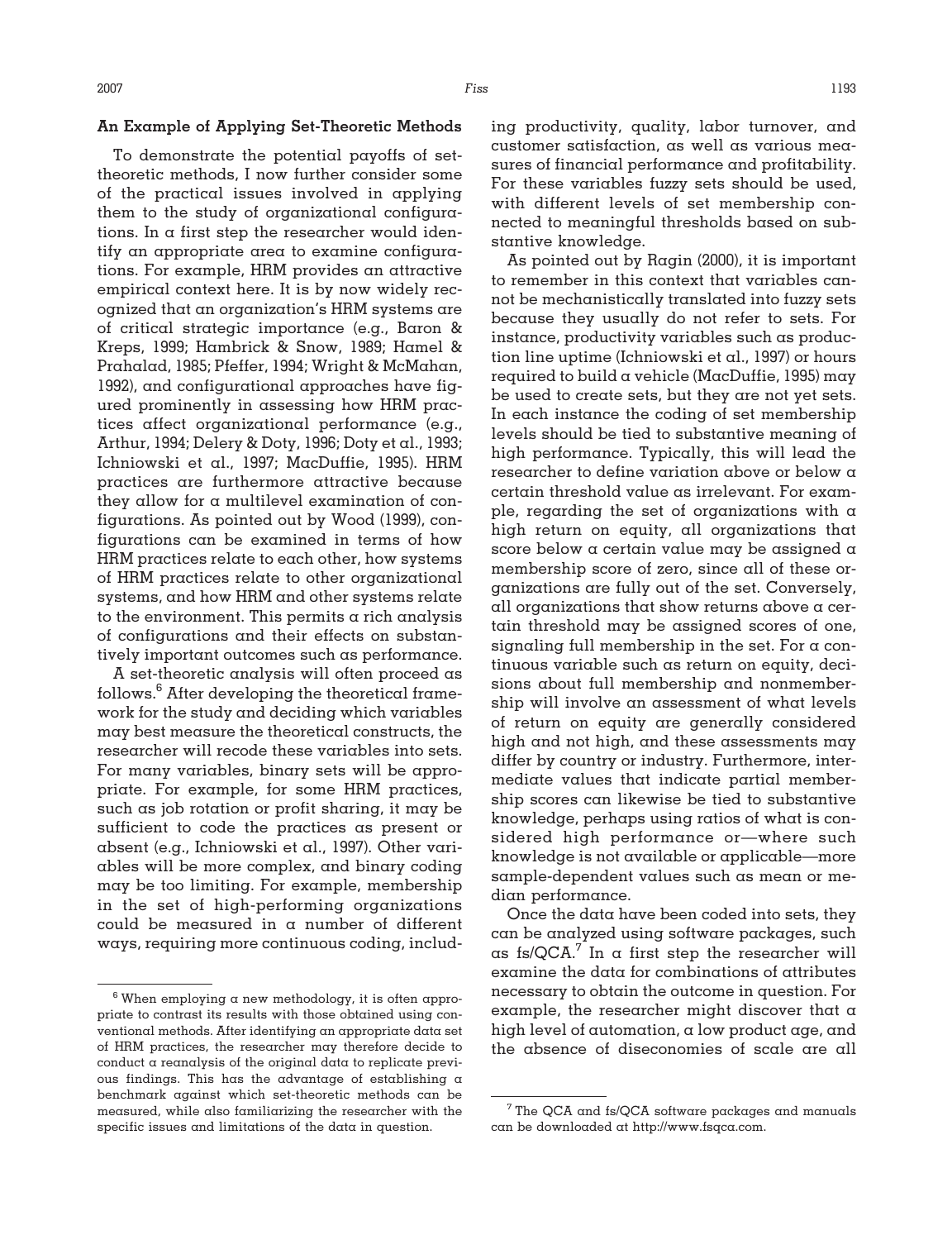### An Example of Applying Set-Theoretic Methods

To demonstrate the potential payoffs of set-theoretic methods, I now further consider some of the practical issues involved in applying them to the study of organizational configurations. In a first step the researcher would identify an appropriate area to examine configurations. For example, HRM provides an attractive empirical context here. It is by now widely recognized that an organization's HRM systems are of critical strategic importance (e.g., Baron & Kreps, 1999; Hambrick & Snow, 1989; Hamel & Prahalad, 1985; Pfeffer, 1994; Wright & McMahan, 1992), and configurational approaches have figured prominently in assessing how HRM practices affect organizational performance (e.g., Arthur, 1994; Delery & Doty, 1996; Doty et al., 1993; Ichniowski et al., 1997; MacDuffie, 1995). HRM practices are furthermore attractive because they allow for a multilevel examination of configurations. As pointed out by Wood (1999), configurations can be examined in terms of how HRM practices relate to each other, how systems of HRM practices relate to other organizational systems, and how HRM and other systems relate to the environment. This permits a rich analysis of configurations and their effects on substantively important outcomes such as performance.

A set-theoretic analysis will often proceed as follows.[6] After developing the theoretical framework for the study and deciding which variables may best measure the theoretical constructs, the researcher will recode these variables into sets. For many variables, binary sets will be appropriate. For example, for some HRM practices, such as job rotation or profit sharing, it may be sufficient to code the practices as present or absent (e.g., Ichniowski et al., 1997). Other variables will be more complex, and binary coding may be too limiting. For example, membership in the set of high-performing organizations could be measured in a number of different ways, requiring more continuous coding, including productivity, quality, labor turnover, and customer satisfaction, as well as various measures of financial performance and profitability. For these variables fuzzy sets should be used, with different levels of set membership connected to meaningful thresholds based on substantive knowledge.

As pointed out by Ragin (2000), it is important to remember in this context that variables cannot be mechanistically translated into fuzzy sets because they usually do not refer to sets. For instance, productivity variables such as production line uptime (Ichniowski et al., 1997) or hours required to build a vehicle (MacDuffie, 1995) may be used to create sets, but they are not yet sets. In each instance the coding of set membership levels should be tied to substantive meaning of high performance. Typically, this will lead the researcher to define variation above or below a certain threshold value as irrelevant. For example, regarding the set of organizations with a high return on equity, all organizations that score below a certain value may be assigned a membership score of zero, since all of these organizations are fully out of the set. Conversely, all organizations that show returns above a certain threshold may be assigned scores of one, signaling full membership in the set. For a continuous variable such as return on equity, decisions about full membership and nonmembership will involve an assessment of what levels of return on equity are generally considered high and not high, and these assessments may differ by country or industry. Furthermore, intermediate values that indicate partial membership scores can likewise be tied to substantive knowledge, perhaps using ratios of what is considered high performance or—where such knowledge is not available or applicable—more sample-dependent values such as mean or median performance.

Once the data have been coded into sets, they can be analyzed using software packages, such as fs/QCA.[7] In a first step the researcher will examine the data for combinations of attributes necessary to obtain the outcome in question. For example, the researcher might discover that a high level of automation, a low product age, and the absence of diseconomies of scale are all

---

[6] When employing a new methodology, it is often appropriate to contrast its results with those obtained using conventional methods. After identifying an appropriate data set of HRM practices, the researcher may therefore decide to conduct a reanalysis of the original data to replicate previous findings. This has the advantage of establishing a benchmark against which set-theoretic methods can be measured, while also familiarizing the researcher with the specific issues and limitations of the data in question.

[7] The QCA and fs/QCA software packages and manuals can be downloaded at http://www.fsqca.com.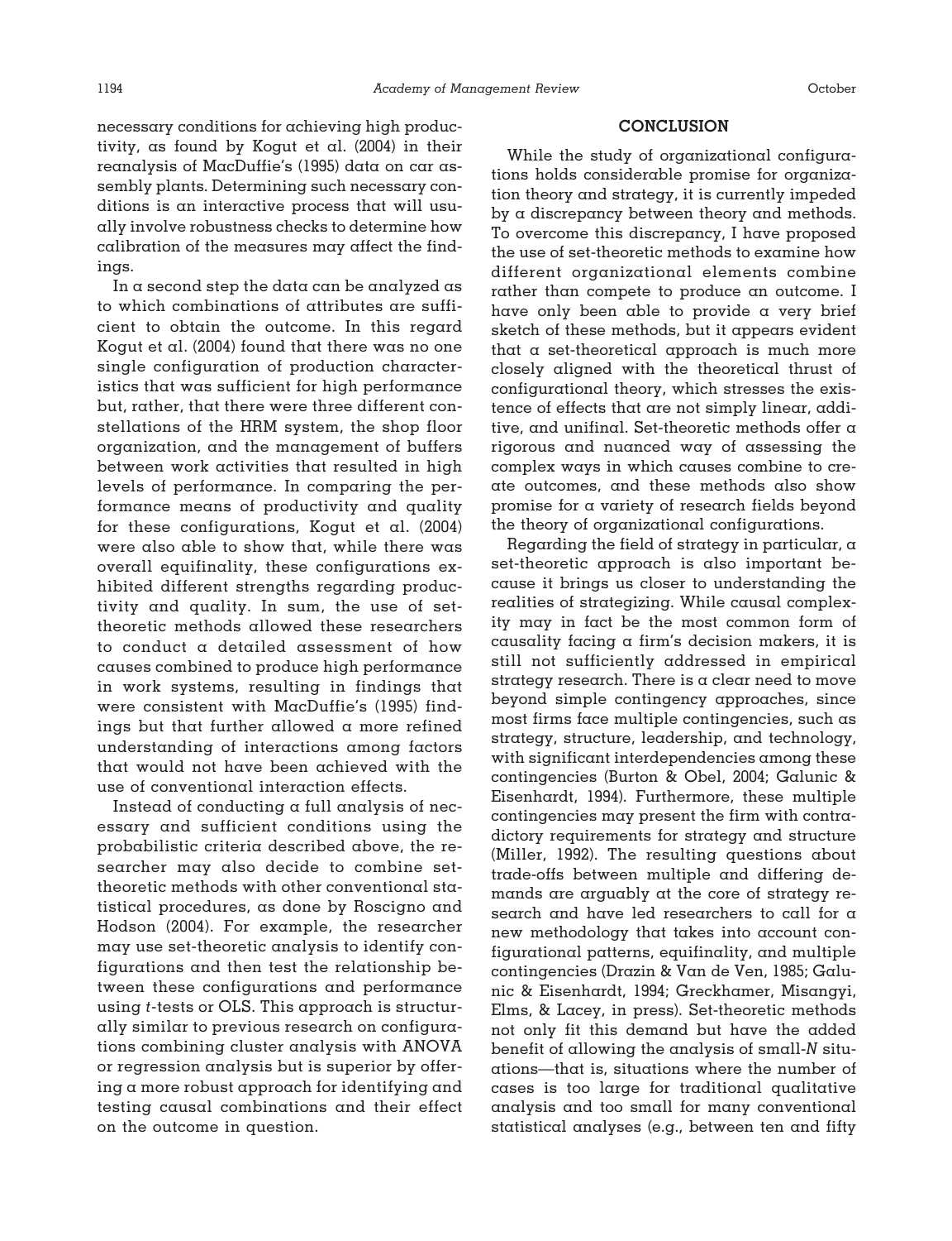necessary conditions for achieving high productivity, as found by Kogut et al. (2004) in their reanalysis of MacDuffie's (1995) data on car assembly plants. Determining such necessary conditions is an interactive process that will usually involve robustness checks to determine how calibration of the measures may affect the findings.

In a second step the data can be analyzed as to which combinations of attributes are sufficient to obtain the outcome. In this regard Kogut et al. (2004) found that there was no one single configuration of production characteristics that was sufficient for high performance but, rather, that there were three different constellations of the HRM system, the shop floor organization, and the management of buffers between work activities that resulted in high levels of performance. In comparing the performance means of productivity and quality for these configurations, Kogut et al. (2004) were also able to show that, while there was overall equifinality, these configurations exhibited different strengths regarding productivity and quality. In sum, the use of set-theoretic methods allowed these researchers to conduct a detailed assessment of how causes combined to produce high performance in work systems, resulting in findings that were consistent with MacDuffie's (1995) findings but that further allowed a more refined understanding of interactions among factors that would not have been achieved with the use of conventional interaction effects.

Instead of conducting a full analysis of necessary and sufficient conditions using the probabilistic criteria described above, the researcher may also decide to combine set-theoretic methods with other conventional statistical procedures, as done by Roscigno and Hodson (2004). For example, the researcher may use set-theoretic analysis to identify configurations and then test the relationship between these configurations and performance using *t*-tests or OLS. This approach is structurally similar to previous research on configurations combining cluster analysis with ANOVA or regression analysis but is superior by offering a more robust approach for identifying and testing causal combinations and their effect on the outcome in question.

## CONCLUSION

While the study of organizational configurations holds considerable promise for organization theory and strategy, it is currently impeded by a discrepancy between theory and methods. To overcome this discrepancy, I have proposed the use of set-theoretic methods to examine how different organizational elements combine rather than compete to produce an outcome. I have only been able to provide a very brief sketch of these methods, but it appears evident that a set-theoretical approach is much more closely aligned with the theoretical thrust of configurational theory, which stresses the existence of effects that are not simply linear, additive, and unifinal. Set-theoretic methods offer a rigorous and nuanced way of assessing the complex ways in which causes combine to create outcomes, and these methods also show promise for a variety of research fields beyond the theory of organizational configurations.

Regarding the field of strategy in particular, a set-theoretic approach is also important because it brings us closer to understanding the realities of strategizing. While causal complexity may in fact be the most common form of causality facing a firm's decision makers, it is still not sufficiently addressed in empirical strategy research. There is a clear need to move beyond simple contingency approaches, since most firms face multiple contingencies, such as strategy, structure, leadership, and technology, with significant interdependencies among these contingencies (Burton & Obel, 2004; Galunic & Eisenhardt, 1994). Furthermore, these multiple contingencies may present the firm with contradictory requirements for strategy and structure (Miller, 1992). The resulting questions about trade-offs between multiple and differing demands are arguably at the core of strategy research and have led researchers to call for a new methodology that takes into account configurational patterns, equifinality, and multiple contingencies (Drazin & Van de Ven, 1985; Galunic & Eisenhardt, 1994; Greckhamer, Misangyi, Elms, & Lacey, in press). Set-theoretic methods not only fit this demand but have the added benefit of allowing the analysis of small-*N* situations—that is, situations where the number of cases is too large for traditional qualitative analysis and too small for many conventional statistical analyses (e.g., between ten and fifty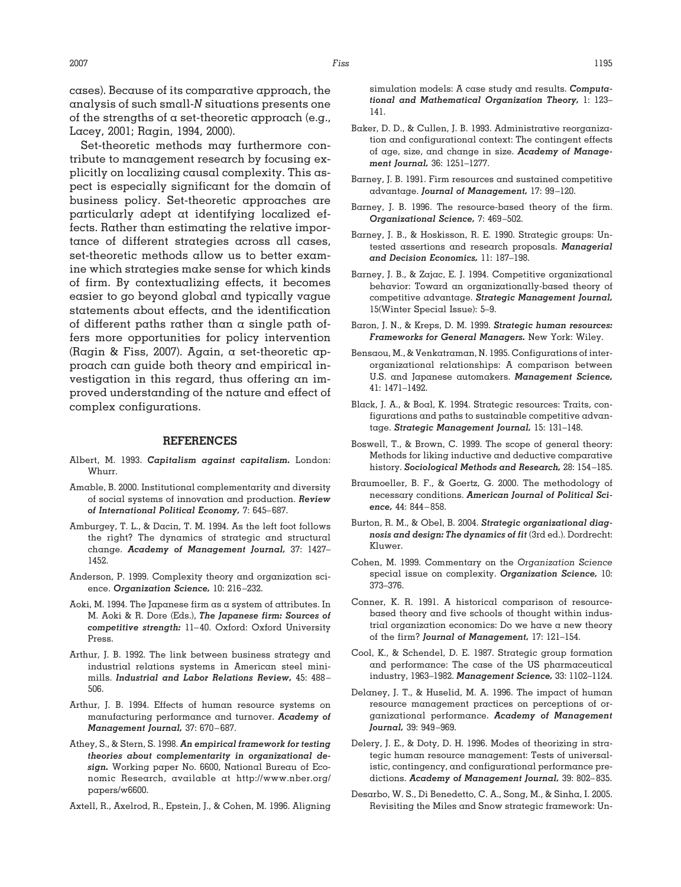cases). Because of its comparative approach, the analysis of such small-*N* situations presents one of the strengths of a set-theoretic approach (e.g., Lacey, 2001; Ragin, 1994, 2000).

Set-theoretic methods may furthermore contribute to management research by focusing explicitly on localizing causal complexity. This aspect is especially significant for the domain of business policy. Set-theoretic approaches are particularly adept at identifying localized effects. Rather than estimating the relative importance of different strategies across all cases, set-theoretic methods allow us to better examine which strategies make sense for which kinds of firm. By contextualizing effects, it becomes easier to go beyond global and typically vague statements about effects, and the identification of different paths rather than a single path offers more opportunities for policy intervention (Ragin & Fiss, 2007). Again, a set-theoretic approach can guide both theory and empirical investigation in this regard, thus offering an improved understanding of the nature and effect of complex configurations.

## REFERENCES

Albert, M. 1993. ***Capitalism against capitalism.*** London: Whurr.

Amable, B. 2000. Institutional complementarity and diversity of social systems of innovation and production. ***Review of International Political Economy,*** 7: 645–687.

Amburgey, T. L., & Dacin, T. M. 1994. As the left foot follows the right? The dynamics of strategic and structural change. ***Academy of Management Journal,*** 37: 1427–1452.

Anderson, P. 1999. Complexity theory and organization science. ***Organization Science,*** 10: 216–232.

Aoki, M. 1994. The Japanese firm as a system of attributes. In M. Aoki & R. Dore (Eds.), ***The Japanese firm: Sources of competitive strength:*** 11–40. Oxford: Oxford University Press.

Arthur, J. B. 1992. The link between business strategy and industrial relations systems in American steel minimills. ***Industrial and Labor Relations Review,*** 45: 488–506.

Arthur, J. B. 1994. Effects of human resource systems on manufacturing performance and turnover. ***Academy of Management Journal,*** 37: 670–687.

Athey, S., & Stern, S. 1998. ***An empirical framework for testing theories about complementarity in organizational design.*** Working paper No. 6600, National Bureau of Economic Research, available at http://www.nber.org/papers/w6600.

Axtell, R., Axelrod, R., Epstein, J., & Cohen, M. 1996. Aligning simulation models: A case study and results. ***Computational and Mathematical Organization Theory,*** 1: 123–141.

Baker, D. D., & Cullen, J. B. 1993. Administrative reorganization and configurational context: The contingent effects of age, size, and change in size. ***Academy of Management Journal,*** 36: 1251–1277.

Barney, J. B. 1991. Firm resources and sustained competitive advantage. ***Journal of Management,*** 17: 99–120.

Barney, J. B. 1996. The resource-based theory of the firm. ***Organizational Science,*** 7: 469–502.

Barney, J. B., & Hoskisson, R. E. 1990. Strategic groups: Untested assertions and research proposals. ***Managerial and Decision Economics,*** 11: 187–198.

Barney, J. B., & Zajac, E. J. 1994. Competitive organizational behavior: Toward an organizationally-based theory of competitive advantage. ***Strategic Management Journal,*** 15(Winter Special Issue): 5–9.

Baron, J. N., & Kreps, D. M. 1999. ***Strategic human resources: Frameworks for General Managers.*** New York: Wiley.

Bensaou, M., & Venkatraman, N. 1995. Configurations of interorganizational relationships: A comparison between U.S. and Japanese automakers. ***Management Science,*** 41: 1471–1492.

Black, J. A., & Boal, K. 1994. Strategic resources: Traits, configurations and paths to sustainable competitive advantage. ***Strategic Management Journal,*** 15: 131–148.

Boswell, T., & Brown, C. 1999. The scope of general theory: Methods for liking inductive and deductive comparative history. ***Sociological Methods and Research,*** 28: 154–185.

Braumoeller, B. F., & Goertz, G. 2000. The methodology of necessary conditions. ***American Journal of Political Science,*** 44: 844–858.

Burton, R. M., & Obel, B. 2004. ***Strategic organizational diagnosis and design: The dynamics of fit*** (3rd ed.). Dordrecht: Kluwer.

Cohen, M. 1999. Commentary on the *Organization Science* special issue on complexity. ***Organization Science,*** 10: 373–376.

Conner, K. R. 1991. A historical comparison of resource-based theory and five schools of thought within industrial organization economics: Do we have a new theory of the firm? ***Journal of Management,*** 17: 121–154.

Cool, K., & Schendel, D. E. 1987. Strategic group formation and performance: The case of the US pharmaceutical industry, 1963–1982. ***Management Science,*** 33: 1102–1124.

Delaney, J. T., & Huselid, M. A. 1996. The impact of human resource management practices on perceptions of organizational performance. ***Academy of Management Journal,*** 39: 949–969.

Delery, J. E., & Doty, D. H. 1996. Modes of theorizing in strategic human resource management: Tests of universalistic, contingency, and configurational performance predictions. ***Academy of Management Journal,*** 39: 802–835.

Desarbo, W. S., Di Benedetto, C. A., Song, M., & Sinha, I. 2005. Revisiting the Miles and Snow strategic framework: Un-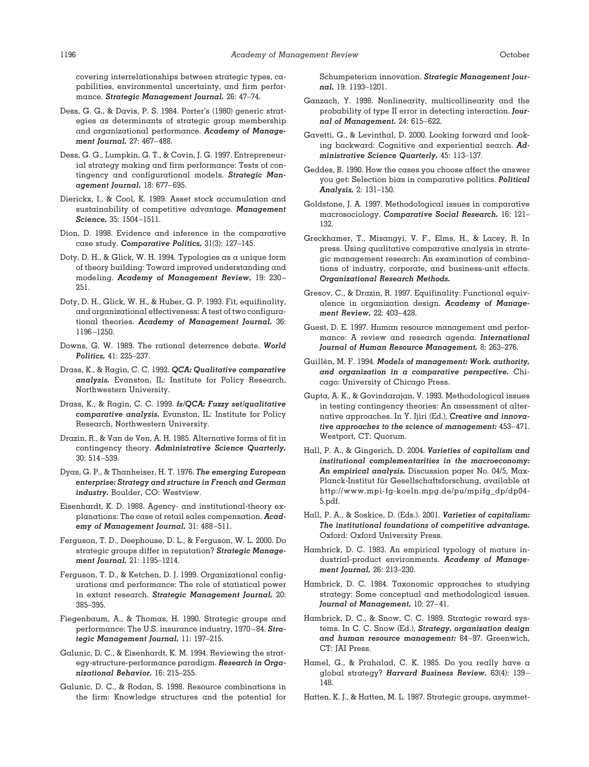covering interrelationships between strategic types, capabilities, environmental uncertainty, and firm performance. ***Strategic Management Journal,*** 26: 47–74.

Dess, G. G., & Davis, P. S. 1984. Porter's (1980) generic strategies as determinants of strategic group membership and organizational performance. ***Academy of Management Journal,*** 27: 467–488.

Dess, G. G., Lumpkin, G. T., & Covin, J. G. 1997. Entrepreneurial strategy making and firm performance: Tests of contingency and configurational models. ***Strategic Management Journal,*** 18: 677–695.

Dierickx, I., & Cool, K. 1989. Asset stock accumulation and sustainability of competitive advantage. ***Management Science,*** 35: 1504–1511.

Dion, D. 1998. Evidence and inference in the comparative case study. ***Comparative Politics,*** 31(3): 127–145.

Doty, D. H., & Glick, W. H. 1994. Typologies as a unique form of theory building: Toward improved understanding and modeling. ***Academy of Management Review,*** 19: 230–251.

Doty, D. H., Glick, W. H., & Huber, G. P. 1993. Fit, equifinality, and organizational effectiveness: A test of two configurational theories. ***Academy of Management Journal,*** 36: 1196–1250.

Downs, G. W. 1989. The rational deterrence debate. ***World Politics,*** 41: 225–237.

Drass, K., & Ragin, C. C. 1992. ***QCA: Qualitative comparative analysis.*** Evanston, IL: Institute for Policy Research, Northwestern University.

Drass, K., & Ragin, C. C. 1999. ***fs/QCA: Fuzzy set/qualitative comparative analysis.*** Evanston, IL: Institute for Policy Research, Northwestern University.

Drazin, R., & Van de Ven, A. H. 1985. Alternative forms of fit in contingency theory. ***Administrative Science Quarterly,*** 30: 514–539.

Dyas, G. P., & Thanheiser, H. T. 1976. ***The emerging European enterprise: Strategy and structure in French and German industry.*** Boulder, CO: Westview.

Eisenhardt, K. D. 1988. Agency- and institutional-theory explanations: The case of retail sales compensation. ***Academy of Management Journal,*** 31: 488–511.

Ferguson, T. D., Deephouse, D. L., & Ferguson, W. L. 2000. Do strategic groups differ in reputation? ***Strategic Management Journal,*** 21: 1195–1214.

Ferguson, T. D., & Ketchen, D. J. 1999. Organizational configurations and performance: The role of statistical power in extant research. ***Strategic Management Journal,*** 20: 385–395.

Fiegenbaum, A., & Thomas, H. 1990. Strategic groups and performance: The U.S. insurance industry, 1970–84. ***Strategic Management Journal,*** 11: 197–215.

Galunic, D. C., & Eisenhardt, K. M. 1994. Reviewing the strategy-structure-performance paradigm. ***Research in Organizational Behavior,*** 16: 215–255.

Galunic, D. C., & Rodan, S. 1998. Resource combinations in the firm: Knowledge structures and the potential for Schumpeterian innovation. ***Strategic Management Journal,*** 19: 1193–1201.

Ganzach, Y. 1998. Nonlinearity, multicollinearity and the probability of type II error in detecting interaction. ***Journal of Management,*** 24: 615–622.

Gavetti, G., & Levinthal, D. 2000. Looking forward and looking backward: Cognitive and experiential search. ***Administrative Science Quarterly,*** 45: 113–137.

Geddes, B. 1990. How the cases you choose affect the answer you get: Selection bias in comparative politics. ***Political Analysis,*** 2: 131–150.

Goldstone, J. A. 1997. Methodological issues in comparative macrosociology. ***Comparative Social Research,*** 16: 121–132.

Greckhamer, T., Misangyi, V. F., Elms, H., & Lacey, R. In press. Using qualitative comparative analysis in strategic management research: An examination of combinations of industry, corporate, and business-unit effects. ***Organizational Research Methods.***

Gresov, C., & Drazin, R. 1997. Equifinality: Functional equivalence in organization design. ***Academy of Management Review,*** 22: 403–428.

Guest, D. E. 1997. Human resource management and performance: A review and research agenda. ***International Journal of Human Resource Management,*** 8: 263–276.

Guillén, M. F. 1994. ***Models of management: Work, authority, and organization in a comparative perspective.*** Chicago: University of Chicago Press.

Gupta, A. K., & Govindarajan, V. 1993. Methodological issues in testing contingency theories: An assessment of alternative approaches. In Y. Ijiri (Ed.), ***Creative and innovative approaches to the science of management:*** 453–471. Westport, CT: Quorum.

Hall, P. A., & Gingerich, D. 2004. ***Varieties of capitalism and institutional complementarities in the macroeconomy: An empirical analysis.*** Discussion paper No. 04/5, Max-Planck-Institut für Gesellschaftsforschung, available at http://www.mpi-fg-koeln.mpg.de/pu/mpifg_dp/dp04-5.pdf.

Hall, P. A., & Soskice, D. (Eds.). 2001. ***Varieties of capitalism: The institutional foundations of competitive advantage.*** Oxford: Oxford University Press.

Hambrick, D. C. 1983. An empirical typology of mature industrial-product environments. ***Academy of Management Journal,*** 26: 213–230.

Hambrick, D. C. 1984. Taxonomic approaches to studying strategy: Some conceptual and methodological issues. ***Journal of Management,*** 10: 27–41.

Hambrick, D. C., & Snow, C. C. 1989. Strategic reward systems. In C. C. Snow (Ed.), ***Strategy, organization design and human resource management:*** 84–97. Greenwich, CT: JAI Press.

Hamel, G., & Prahalad, C. K. 1985. Do you really have a global strategy? ***Harvard Business Review,*** 63(4): 139–148.

Hatten, K. J., & Hatten, M. L. 1987. Strategic groups, asymmet-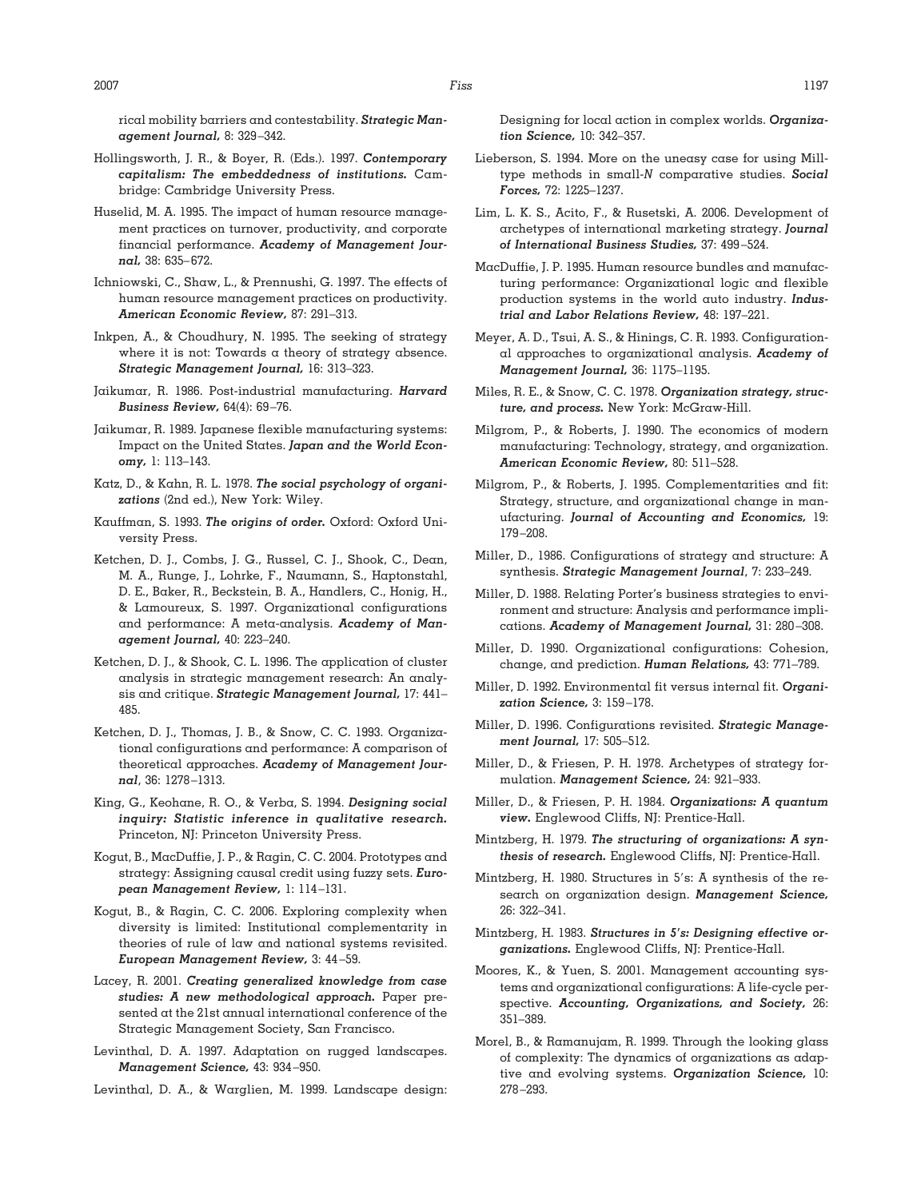rical mobility barriers and contestability. ***Strategic Management Journal,*** 8: 329–342.

Hollingsworth, J. R., & Boyer, R. (Eds.). 1997. ***Contemporary capitalism: The embeddedness of institutions.*** Cambridge: Cambridge University Press.

Huselid, M. A. 1995. The impact of human resource management practices on turnover, productivity, and corporate financial performance. ***Academy of Management Journal,*** 38: 635–672.

Ichniowski, C., Shaw, L., & Prennushi, G. 1997. The effects of human resource management practices on productivity. ***American Economic Review,*** 87: 291–313.

Inkpen, A., & Choudhury, N. 1995. The seeking of strategy where it is not: Towards a theory of strategy absence. ***Strategic Management Journal,*** 16: 313–323.

Jaikumar, R. 1986. Post-industrial manufacturing. ***Harvard Business Review,*** 64(4): 69–76.

Jaikumar, R. 1989. Japanese flexible manufacturing systems: Impact on the United States. ***Japan and the World Economy,*** 1: 113–143.

Katz, D., & Kahn, R. L. 1978. ***The social psychology of organizations*** (2nd ed.), New York: Wiley.

Kauffman, S. 1993. ***The origins of order.*** Oxford: Oxford University Press.

Ketchen, D. J., Combs, J. G., Russel, C. J., Shook, C., Dean, M. A., Runge, J., Lohrke, F., Naumann, S., Haptonstahl, D. E., Baker, R., Beckstein, B. A., Handlers, C., Honig, H., & Lamoureux, S. 1997. Organizational configurations and performance: A meta-analysis. ***Academy of Management Journal,*** 40: 223–240.

Ketchen, D. J., & Shook, C. L. 1996. The application of cluster analysis in strategic management research: An analysis and critique. ***Strategic Management Journal,*** 17: 441–485.

Ketchen, D. J., Thomas, J. B., & Snow, C. C. 1993. Organizational configurations and performance: A comparison of theoretical approaches. ***Academy of Management Journal***, 36: 1278–1313.

King, G., Keohane, R. O., & Verba, S. 1994. ***Designing social inquiry: Statistic inference in qualitative research.*** Princeton, NJ: Princeton University Press.

Kogut, B., MacDuffie, J. P., & Ragin, C. C. 2004. Prototypes and strategy: Assigning causal credit using fuzzy sets. ***European Management Review,*** 1: 114–131.

Kogut, B., & Ragin, C. C. 2006. Exploring complexity when diversity is limited: Institutional complementarity in theories of rule of law and national systems revisited. ***European Management Review,*** 3: 44–59.

Lacey, R. 2001. ***Creating generalized knowledge from case studies: A new methodological approach.*** Paper presented at the 21st annual international conference of the Strategic Management Society, San Francisco.

Levinthal, D. A. 1997. Adaptation on rugged landscapes. ***Management Science,*** 43: 934–950.

Levinthal, D. A., & Warglien, M. 1999. Landscape design: Designing for local action in complex worlds. ***Organization Science,*** 10: 342–357.

Lieberson, S. 1994. More on the uneasy case for using Mill-type methods in small-*N* comparative studies. ***Social Forces,*** 72: 1225–1237.

Lim, L. K. S., Acito, F., & Rusetski, A. 2006. Development of archetypes of international marketing strategy. ***Journal of International Business Studies,*** 37: 499–524.

MacDuffie, J. P. 1995. Human resource bundles and manufacturing performance: Organizational logic and flexible production systems in the world auto industry. ***Industrial and Labor Relations Review,*** 48: 197–221.

Meyer, A. D., Tsui, A. S., & Hinings, C. R. 1993. Configurational approaches to organizational analysis. ***Academy of Management Journal,*** 36: 1175–1195.

Miles, R. E., & Snow, C. C. 1978. ***Organization strategy, structure, and process.*** New York: McGraw-Hill.

Milgrom, P., & Roberts, J. 1990. The economics of modern manufacturing: Technology, strategy, and organization. ***American Economic Review,*** 80: 511–528.

Milgrom, P., & Roberts, J. 1995. Complementarities and fit: Strategy, structure, and organizational change in manufacturing. ***Journal of Accounting and Economics,*** 19: 179–208.

Miller, D., 1986. Configurations of strategy and structure: A synthesis. ***Strategic Management Journal***, 7: 233–249.

Miller, D. 1988. Relating Porter's business strategies to environment and structure: Analysis and performance implications. ***Academy of Management Journal,*** 31: 280–308.

Miller, D. 1990. Organizational configurations: Cohesion, change, and prediction. ***Human Relations,*** 43: 771–789.

Miller, D. 1992. Environmental fit versus internal fit. ***Organization Science,*** 3: 159–178.

Miller, D. 1996. Configurations revisited. ***Strategic Management Journal,*** 17: 505–512.

Miller, D., & Friesen, P. H. 1978. Archetypes of strategy formulation. ***Management Science,*** 24: 921–933.

Miller, D., & Friesen, P. H. 1984. ***Organizations: A quantum view.*** Englewood Cliffs, NJ: Prentice-Hall.

Mintzberg, H. 1979. ***The structuring of organizations: A synthesis of research.*** Englewood Cliffs, NJ: Prentice-Hall.

Mintzberg, H. 1980. Structures in 5's: A synthesis of the research on organization design. ***Management Science,*** 26: 322–341.

Mintzberg, H. 1983. ***Structures in 5's: Designing effective organizations.*** Englewood Cliffs, NJ: Prentice-Hall.

Moores, K., & Yuen, S. 2001. Management accounting systems and organizational configurations: A life-cycle perspective. ***Accounting, Organizations, and Society,*** 26: 351–389.

Morel, B., & Ramanujam, R. 1999. Through the looking glass of complexity: The dynamics of organizations as adaptive and evolving systems. ***Organization Science,*** 10: 278–293.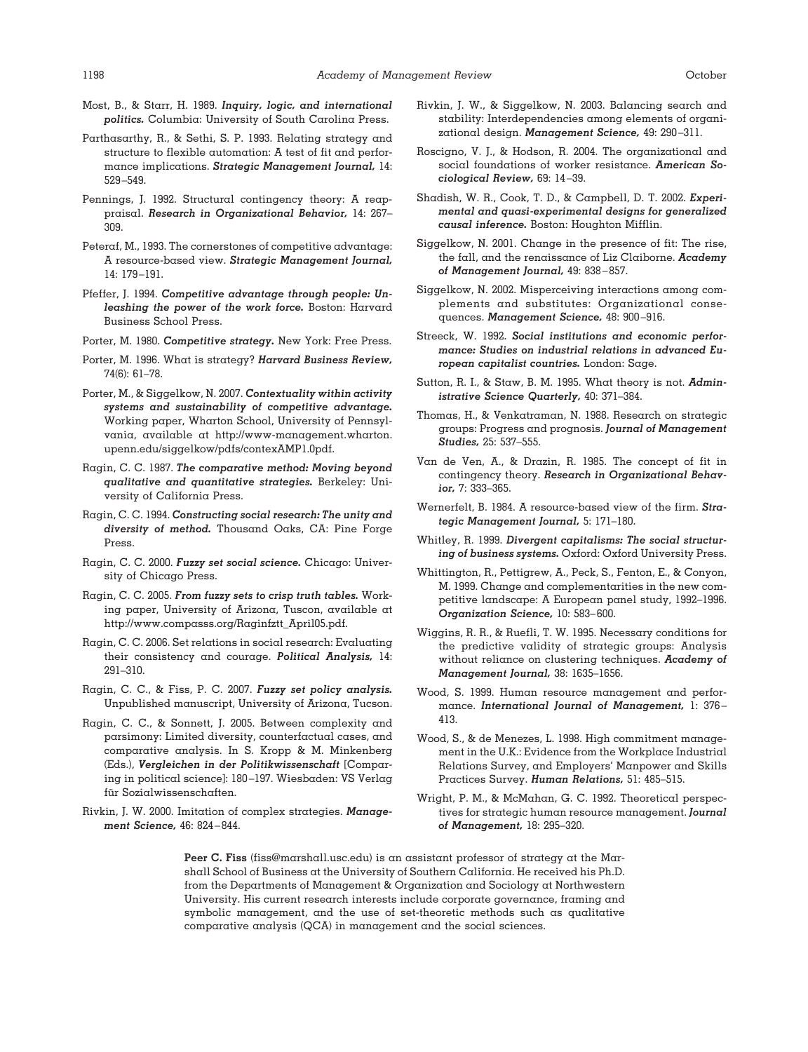Most, B., & Starr, H. 1989. ***Inquiry, logic, and international politics.*** Columbia: University of South Carolina Press.

Parthasarthy, R., & Sethi, S. P. 1993. Relating strategy and structure to flexible automation: A test of fit and performance implications. ***Strategic Management Journal,*** 14: 529–549.

Pennings, J. 1992. Structural contingency theory: A reappraisal. ***Research in Organizational Behavior,*** 14: 267–309.

Peteraf, M., 1993. The cornerstones of competitive advantage: A resource-based view. ***Strategic Management Journal,*** 14: 179–191.

Pfeffer, J. 1994. ***Competitive advantage through people: Unleashing the power of the work force.*** Boston: Harvard Business School Press.

Porter, M. 1980. ***Competitive strategy.*** New York: Free Press.

Porter, M. 1996. What is strategy? ***Harvard Business Review,*** 74(6): 61–78.

Porter, M., & Siggelkow, N. 2007. ***Contextuality within activity systems and sustainability of competitive advantage.*** Working paper, Wharton School, University of Pennsylvania, available at http://www-management.wharton.upenn.edu/siggelkow/pdfs/contexAMP1.0pdf.

Ragin, C. C. 1987. ***The comparative method: Moving beyond qualitative and quantitative strategies.*** Berkeley: University of California Press.

Ragin, C. C. 1994. ***Constructing social research: The unity and diversity of method.*** Thousand Oaks, CA: Pine Forge Press.

Ragin, C. C. 2000. ***Fuzzy set social science.*** Chicago: University of Chicago Press.

Ragin, C. C. 2005. ***From fuzzy sets to crisp truth tables.*** Working paper, University of Arizona, Tuscon, available at http://www.compasss.org/Raginfztt_April05.pdf.

Ragin, C. C. 2006. Set relations in social research: Evaluating their consistency and courage. ***Political Analysis,*** 14: 291–310.

Ragin, C. C., & Fiss, P. C. 2007. ***Fuzzy set policy analysis.*** Unpublished manuscript, University of Arizona, Tucson.

Ragin, C. C., & Sonnett, J. 2005. Between complexity and parsimony: Limited diversity, counterfactual cases, and comparative analysis. In S. Kropp & M. Minkenberg (Eds.), ***Vergleichen in der Politikwissenschaft*** [Comparing in political science]: 180–197. Wiesbaden: VS Verlag für Sozialwissenschaften.

Rivkin, J. W. 2000. Imitation of complex strategies. ***Management Science,*** 46: 824–844.

Rivkin, J. W., & Siggelkow, N. 2003. Balancing search and stability: Interdependencies among elements of organizational design. ***Management Science,*** 49: 290–311.

Roscigno, V. J., & Hodson, R. 2004. The organizational and social foundations of worker resistance. ***American Sociological Review,*** 69: 14–39.

Shadish, W. R., Cook, T. D., & Campbell, D. T. 2002. ***Experimental and quasi-experimental designs for generalized causal inference.*** Boston: Houghton Mifflin.

Siggelkow, N. 2001. Change in the presence of fit: The rise, the fall, and the renaissance of Liz Claiborne. ***Academy of Management Journal,*** 49: 838–857.

Siggelkow, N. 2002. Misperceiving interactions among complements and substitutes: Organizational consequences. ***Management Science,*** 48: 900–916.

Streeck, W. 1992. ***Social institutions and economic performance: Studies on industrial relations in advanced European capitalist countries.*** London: Sage.

Sutton, R. I., & Staw, B. M. 1995. What theory is not. ***Administrative Science Quarterly,*** 40: 371–384.

Thomas, H., & Venkatraman, N. 1988. Research on strategic groups: Progress and prognosis. ***Journal of Management Studies,*** 25: 537–555.

Van de Ven, A., & Drazin, R. 1985. The concept of fit in contingency theory. ***Research in Organizational Behavior,*** 7: 333–365.

Wernerfelt, B. 1984. A resource-based view of the firm. ***Strategic Management Journal,*** 5: 171–180.

Whitley, R. 1999. ***Divergent capitalisms: The social structuring of business systems.*** Oxford: Oxford University Press.

Whittington, R., Pettigrew, A., Peck, S., Fenton, E., & Conyon, M. 1999. Change and complementarities in the new competitive landscape: A European panel study, 1992–1996. ***Organization Science,*** 10: 583–600.

Wiggins, R. R., & Ruefli, T. W. 1995. Necessary conditions for the predictive validity of strategic groups: Analysis without reliance on clustering techniques. ***Academy of Management Journal,*** 38: 1635–1656.

Wood, S. 1999. Human resource management and performance. ***International Journal of Management,*** 1: 376–413.

Wood, S., & de Menezes, L. 1998. High commitment management in the U.K.: Evidence from the Workplace Industrial Relations Survey, and Employers' Manpower and Skills Practices Survey. ***Human Relations,*** 51: 485–515.

Wright, P. M., & McMahan, G. C. 1992. Theoretical perspectives for strategic human resource management. ***Journal of Management,*** 18: 295–320.

**Peer C. Fiss** (fiss@marshall.usc.edu) is an assistant professor of strategy at the Marshall School of Business at the University of Southern California. He received his Ph.D. from the Departments of Management & Organization and Sociology at Northwestern University. His current research interests include corporate governance, framing and symbolic management, and the use of set-theoretic methods such as qualitative comparative analysis (QCA) in management and the social sciences.